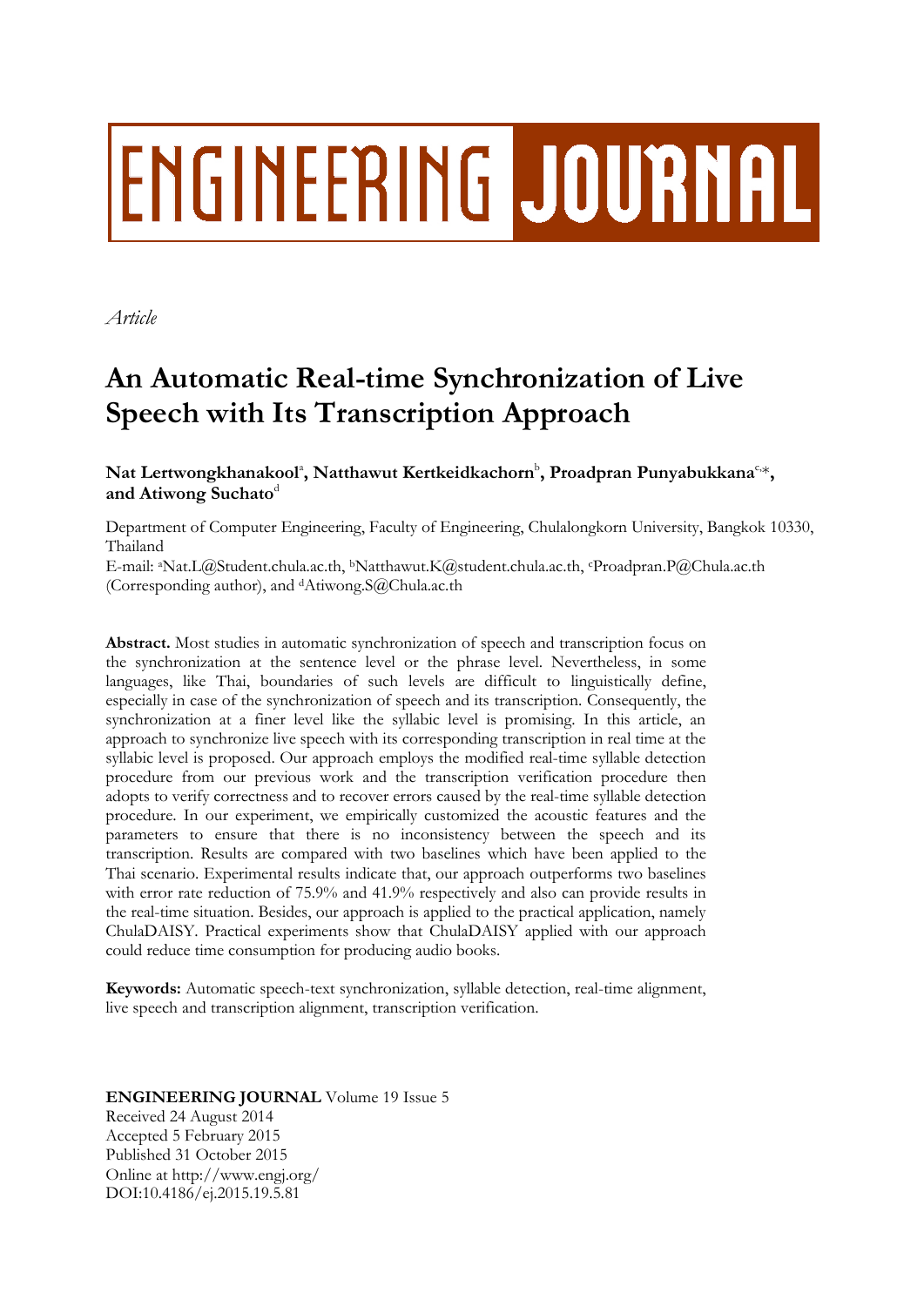# ENGINEERING JOURNAL

*Article*

# An Automatic Real-time Synchronization of Live Speech with Its Transcription Approach

**Nat Lertwongkhanakool**[a], **Natthawut Kertkeidkachorn**[b], **Proadpran Punyabukkana**[c,*], **and Atiwong Suchato**[d]

Department of Computer Engineering, Faculty of Engineering, Chulalongkorn University, Bangkok 10330, Thailand

E-mail: [a]Nat.L@Student.chula.ac.th, [b]Natthawut.K@student.chula.ac.th, [c]Proadpran.P@Chula.ac.th (Corresponding author), and [d]Atiwong.S@Chula.ac.th

**Abstract.** Most studies in automatic synchronization of speech and transcription focus on the synchronization at the sentence level or the phrase level. Nevertheless, in some languages, like Thai, boundaries of such levels are difficult to linguistically define, especially in case of the synchronization of speech and its transcription. Consequently, the synchronization at a finer level like the syllabic level is promising. In this article, an approach to synchronize live speech with its corresponding transcription in real time at the syllabic level is proposed. Our approach employs the modified real-time syllable detection procedure from our previous work and the transcription verification procedure then adopts to verify correctness and to recover errors caused by the real-time syllable detection procedure. In our experiment, we empirically customized the acoustic features and the parameters to ensure that there is no inconsistency between the speech and its transcription. Results are compared with two baselines which have been applied to the Thai scenario. Experimental results indicate that, our approach outperforms two baselines with error rate reduction of 75.9% and 41.9% respectively and also can provide results in the real-time situation. Besides, our approach is applied to the practical application, namely ChulaDAISY. Practical experiments show that ChulaDAISY applied with our approach could reduce time consumption for producing audio books.

**Keywords:** Automatic speech-text synchronization, syllable detection, real-time alignment, live speech and transcription alignment, transcription verification.

**ENGINEERING JOURNAL** Volume 19 Issue 5
Received 24 August 2014
Accepted 5 February 2015
Published 31 October 2015
Online at http://www.engj.org/
DOI:10.4186/ej.2015.19.5.81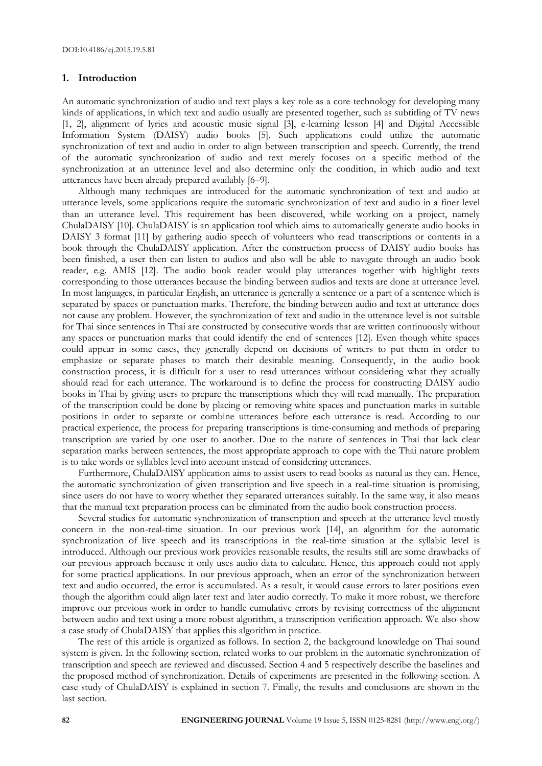## 1. Introduction

An automatic synchronization of audio and text plays a key role as a core technology for developing many kinds of applications, in which text and audio usually are presented together, such as subtitling of TV news [1, 2], alignment of lyrics and acoustic music signal [3], e-learning lesson [4] and Digital Accessible Information System (DAISY) audio books [5]. Such applications could utilize the automatic synchronization of text and audio in order to align between transcription and speech. Currently, the trend of the automatic synchronization of audio and text merely focuses on a specific method of the synchronization at an utterance level and also determine only the condition, in which audio and text utterances have been already prepared availably [6–9].

Although many techniques are introduced for the automatic synchronization of text and audio at utterance levels, some applications require the automatic synchronization of text and audio in a finer level than an utterance level. This requirement has been discovered, while working on a project, namely ChulaDAISY [10]. ChulaDAISY is an application tool which aims to automatically generate audio books in DAISY 3 format [11] by gathering audio speech of volunteers who read transcriptions or contents in a book through the ChulaDAISY application. After the construction process of DAISY audio books has been finished, a user then can listen to audios and also will be able to navigate through an audio book reader, e.g. AMIS [12]. The audio book reader would play utterances together with highlight texts corresponding to those utterances because the binding between audios and texts are done at utterance level. In most languages, in particular English, an utterance is generally a sentence or a part of a sentence which is separated by spaces or punctuation marks. Therefore, the binding between audio and text at utterance does not cause any problem. However, the synchronization of text and audio in the utterance level is not suitable for Thai since sentences in Thai are constructed by consecutive words that are written continuously without any spaces or punctuation marks that could identify the end of sentences [12]. Even though white spaces could appear in some cases, they generally depend on decisions of writers to put them in order to emphasize or separate phases to match their desirable meaning. Consequently, in the audio book construction process, it is difficult for a user to read utterances without considering what they actually should read for each utterance. The workaround is to define the process for constructing DAISY audio books in Thai by giving users to prepare the transcriptions which they will read manually. The preparation of the transcription could be done by placing or removing white spaces and punctuation marks in suitable positions in order to separate or combine utterances before each utterance is read. According to our practical experience, the process for preparing transcriptions is time-consuming and methods of preparing transcription are varied by one user to another. Due to the nature of sentences in Thai that lack clear separation marks between sentences, the most appropriate approach to cope with the Thai nature problem is to take words or syllables level into account instead of considering utterances.

Furthermore, ChulaDAISY application aims to assist users to read books as natural as they can. Hence, the automatic synchronization of given transcription and live speech in a real-time situation is promising, since users do not have to worry whether they separated utterances suitably. In the same way, it also means that the manual text preparation process can be eliminated from the audio book construction process.

Several studies for automatic synchronization of transcription and speech at the utterance level mostly concern in the non-real-time situation. In our previous work [14], an algorithm for the automatic synchronization of live speech and its transcriptions in the real-time situation at the syllabic level is introduced. Although our previous work provides reasonable results, the results still are some drawbacks of our previous approach because it only uses audio data to calculate. Hence, this approach could not apply for some practical applications. In our previous approach, when an error of the synchronization between text and audio occurred, the error is accumulated. As a result, it would cause errors to later positions even though the algorithm could align later text and later audio correctly. To make it more robust, we therefore improve our previous work in order to handle cumulative errors by revising correctness of the alignment between audio and text using a more robust algorithm, a transcription verification approach. We also show a case study of ChulaDAISY that applies this algorithm in practice.

The rest of this article is organized as follows. In section 2, the background knowledge on Thai sound system is given. In the following section, related works to our problem in the automatic synchronization of transcription and speech are reviewed and discussed. Section 4 and 5 respectively describe the baselines and the proposed method of synchronization. Details of experiments are presented in the following section. A case study of ChulaDAISY is explained in section 7. Finally, the results and conclusions are shown in the last section.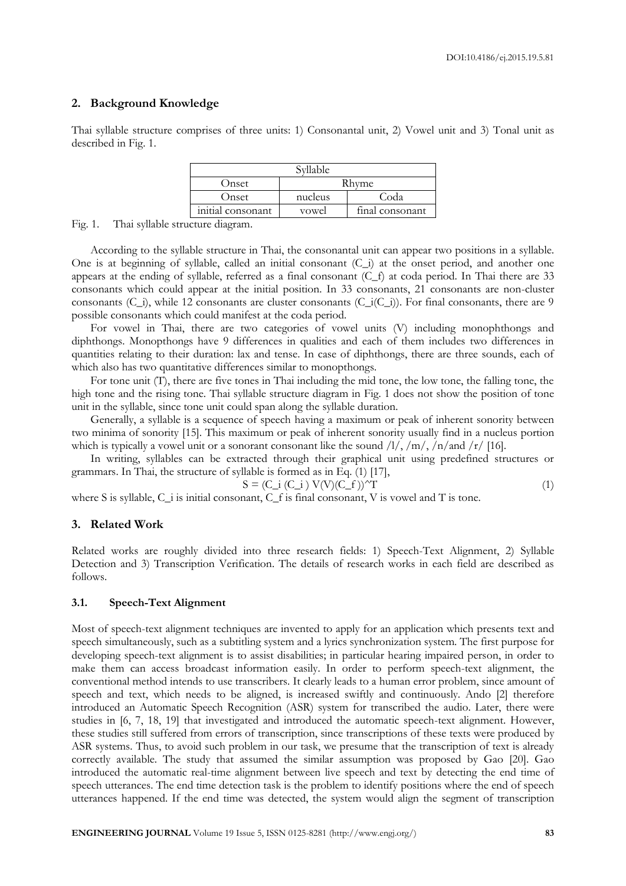## 2. Background Knowledge

Thai syllable structure comprises of three units: 1) Consonantal unit, 2) Vowel unit and 3) Tonal unit as described in Fig. 1.

| Syllable | | |
|---|---|---|
| Onset | Rhyme | |
| Onset | nucleus | Coda |
| initial consonant | vowel | final consonant |

Fig. 1. Thai syllable structure diagram.

According to the syllable structure in Thai, the consonantal unit can appear two positions in a syllable. One is at beginning of syllable, called an initial consonant ($C_i$) at the onset period, and another one appears at the ending of syllable, referred as a final consonant ($C_f$) at coda period. In Thai there are 33 consonants which could appear at the initial position. In 33 consonants, 21 consonants are non-cluster consonants ($C_i$), while 12 consonants are cluster consonants ($C_i(C_i)$). For final consonants, there are 9 possible consonants which could manifest at the coda period.

For vowel in Thai, there are two categories of vowel units (V) including monophthongs and diphthongs. Monopthongs have 9 differences in qualities and each of them includes two differences in quantities relating to their duration: lax and tense. In case of diphthongs, there are three sounds, each of which also has two quantitative differences similar to monopthongs.

For tone unit (T), there are five tones in Thai including the mid tone, the low tone, the falling tone, the high tone and the rising tone. Thai syllable structure diagram in Fig. 1 does not show the position of tone unit in the syllable, since tone unit could span along the syllable duration.

Generally, a syllable is a sequence of speech having a maximum or peak of inherent sonority between two minima of sonority [15]. This maximum or peak of inherent sonority usually find in a nucleus portion which is typically a vowel unit or a sonorant consonant like the sound /l/, /m/, /n/and /r/ [16].

In writing, syllables can be extracted through their graphical unit using predefined structures or grammars. In Thai, the structure of syllable is formed as in Eq. (1) [17],

$$S = (C_i\,(C_i)\,V(V)(C_f))^T \tag{1}$$

where S is syllable, $C_i$ is initial consonant, $C_f$ is final consonant, V is vowel and T is tone.

## 3. Related Work

Related works are roughly divided into three research fields: 1) Speech-Text Alignment, 2) Syllable Detection and 3) Transcription Verification. The details of research works in each field are described as follows.

### 3.1. Speech-Text Alignment

Most of speech-text alignment techniques are invented to apply for an application which presents text and speech simultaneously, such as a subtitling system and a lyrics synchronization system. The first purpose for developing speech-text alignment is to assist disabilities; in particular hearing impaired person, in order to make them can access broadcast information easily. In order to perform speech-text alignment, the conventional method intends to use transcribers. It clearly leads to a human error problem, since amount of speech and text, which needs to be aligned, is increased swiftly and continuously. Ando [2] therefore introduced an Automatic Speech Recognition (ASR) system for transcribed the audio. Later, there were studies in [6, 7, 18, 19] that investigated and introduced the automatic speech-text alignment. However, these studies still suffered from errors of transcription, since transcriptions of these texts were produced by ASR systems. Thus, to avoid such problem in our task, we presume that the transcription of text is already correctly available. The study that assumed the similar assumption was proposed by Gao [20]. Gao introduced the automatic real-time alignment between live speech and text by detecting the end time of speech utterances. The end time detection task is the problem to identify positions where the end of speech utterances happened. If the end time was detected, the system would align the segment of transcription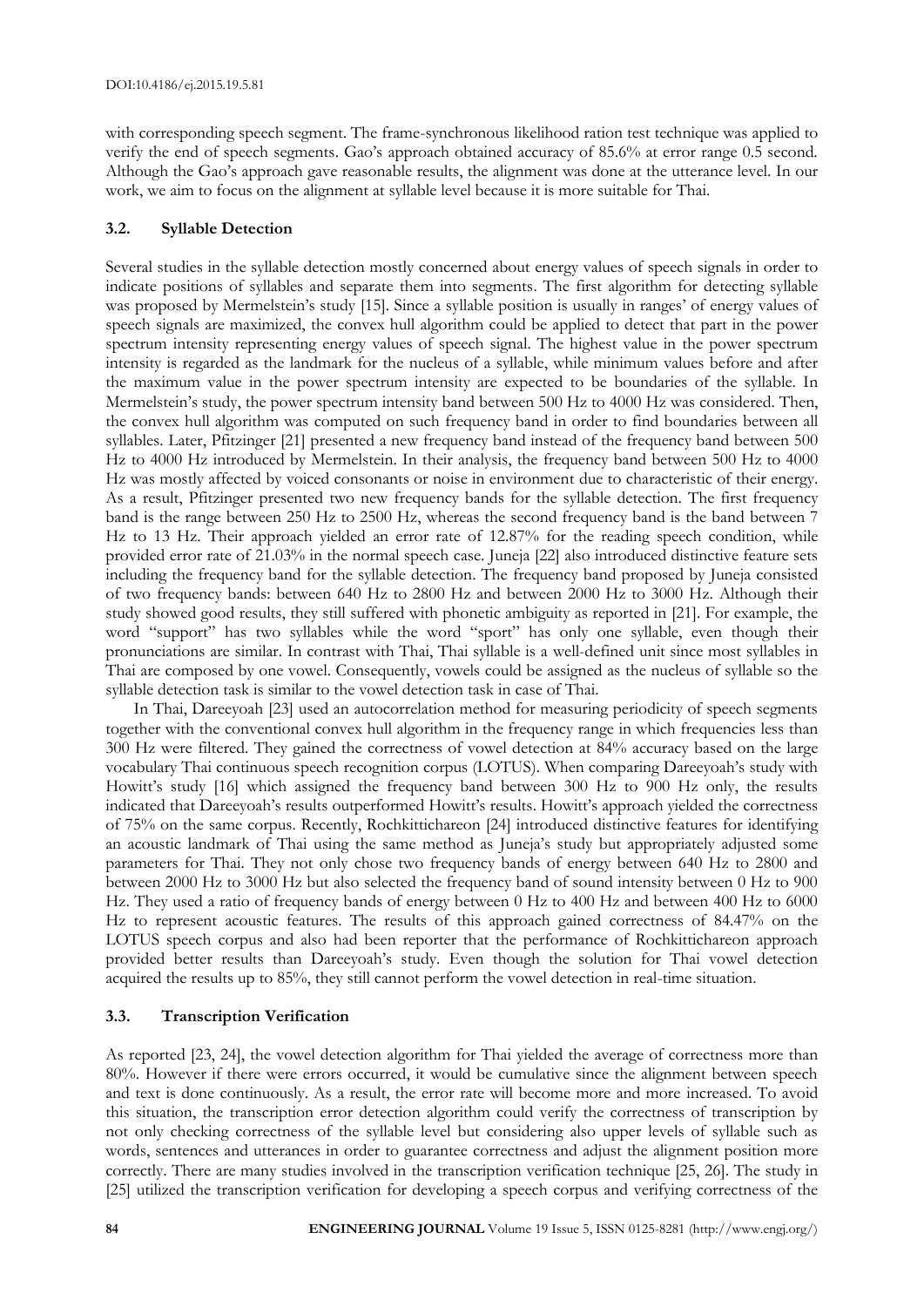with corresponding speech segment. The frame-synchronous likelihood ration test technique was applied to verify the end of speech segments. Gao's approach obtained accuracy of 85.6% at error range 0.5 second. Although the Gao's approach gave reasonable results, the alignment was done at the utterance level. In our work, we aim to focus on the alignment at syllable level because it is more suitable for Thai.

### 3.2. Syllable Detection

Several studies in the syllable detection mostly concerned about energy values of speech signals in order to indicate positions of syllables and separate them into segments. The first algorithm for detecting syllable was proposed by Mermelstein's study [15]. Since a syllable position is usually in ranges' of energy values of speech signals are maximized, the convex hull algorithm could be applied to detect that part in the power spectrum intensity representing energy values of speech signal. The highest value in the power spectrum intensity is regarded as the landmark for the nucleus of a syllable, while minimum values before and after the maximum value in the power spectrum intensity are expected to be boundaries of the syllable. In Mermelstein's study, the power spectrum intensity band between 500 Hz to 4000 Hz was considered. Then, the convex hull algorithm was computed on such frequency band in order to find boundaries between all syllables. Later, Pfitzinger [21] presented a new frequency band instead of the frequency band between 500 Hz to 4000 Hz introduced by Mermelstein. In their analysis, the frequency band between 500 Hz to 4000 Hz was mostly affected by voiced consonants or noise in environment due to characteristic of their energy. As a result, Pfitzinger presented two new frequency bands for the syllable detection. The first frequency band is the range between 250 Hz to 2500 Hz, whereas the second frequency band is the band between 7 Hz to 13 Hz. Their approach yielded an error rate of 12.87% for the reading speech condition, while provided error rate of 21.03% in the normal speech case. Juneja [22] also introduced distinctive feature sets including the frequency band for the syllable detection. The frequency band proposed by Juneja consisted of two frequency bands: between 640 Hz to 2800 Hz and between 2000 Hz to 3000 Hz. Although their study showed good results, they still suffered with phonetic ambiguity as reported in [21]. For example, the word "support" has two syllables while the word "sport" has only one syllable, even though their pronunciations are similar. In contrast with Thai, Thai syllable is a well-defined unit since most syllables in Thai are composed by one vowel. Consequently, vowels could be assigned as the nucleus of syllable so the syllable detection task is similar to the vowel detection task in case of Thai.

In Thai, Dareeyoah [23] used an autocorrelation method for measuring periodicity of speech segments together with the conventional convex hull algorithm in the frequency range in which frequencies less than 300 Hz were filtered. They gained the correctness of vowel detection at 84% accuracy based on the large vocabulary Thai continuous speech recognition corpus (LOTUS). When comparing Dareeyoah's study with Howitt's study [16] which assigned the frequency band between 300 Hz to 900 Hz only, the results indicated that Dareeyoah's results outperformed Howitt's results. Howitt's approach yielded the correctness of 75% on the same corpus. Recently, Rochkittichareon [24] introduced distinctive features for identifying an acoustic landmark of Thai using the same method as Juneja's study but appropriately adjusted some parameters for Thai. They not only chose two frequency bands of energy between 640 Hz to 2800 and between 2000 Hz to 3000 Hz but also selected the frequency band of sound intensity between 0 Hz to 900 Hz. They used a ratio of frequency bands of energy between 0 Hz to 400 Hz and between 400 Hz to 6000 Hz to represent acoustic features. The results of this approach gained correctness of 84.47% on the LOTUS speech corpus and also had been reporter that the performance of Rochkittichareon approach provided better results than Dareeyoah's study. Even though the solution for Thai vowel detection acquired the results up to 85%, they still cannot perform the vowel detection in real-time situation.

### 3.3. Transcription Verification

As reported [23, 24], the vowel detection algorithm for Thai yielded the average of correctness more than 80%. However if there were errors occurred, it would be cumulative since the alignment between speech and text is done continuously. As a result, the error rate will become more and more increased. To avoid this situation, the transcription error detection algorithm could verify the correctness of transcription by not only checking correctness of the syllable level but considering also upper levels of syllable such as words, sentences and utterances in order to guarantee correctness and adjust the alignment position more correctly. There are many studies involved in the transcription verification technique [25, 26]. The study in [25] utilized the transcription verification for developing a speech corpus and verifying correctness of the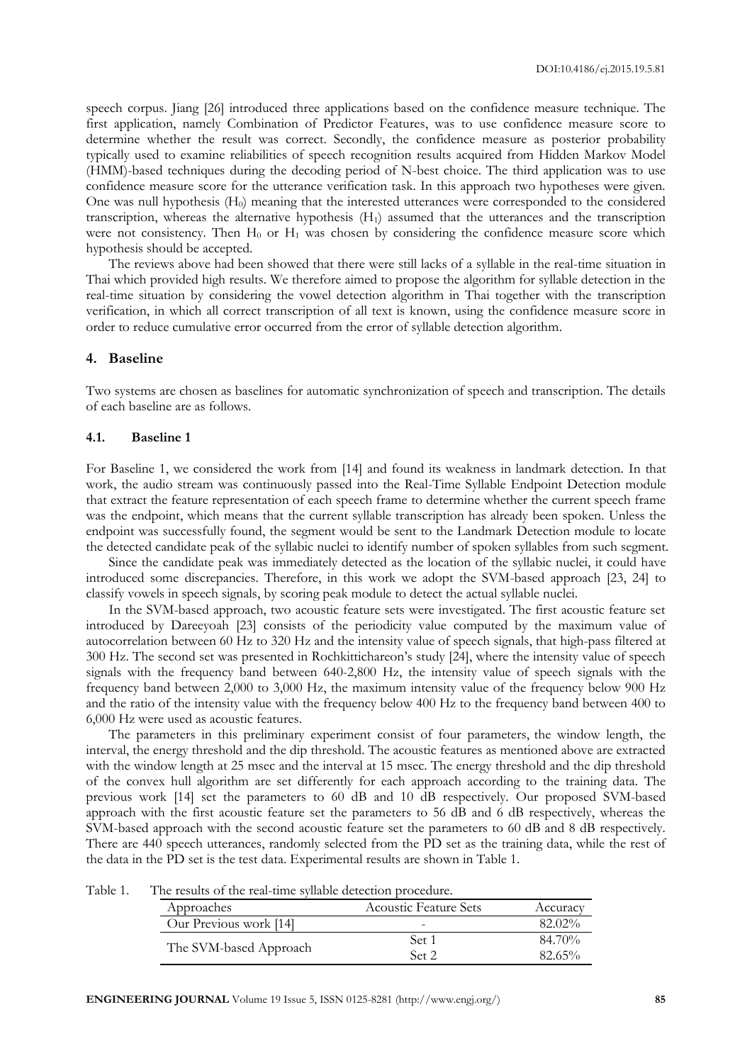speech corpus. Jiang [26] introduced three applications based on the confidence measure technique. The first application, namely Combination of Predictor Features, was to use confidence measure score to determine whether the result was correct. Secondly, the confidence measure as posterior probability typically used to examine reliabilities of speech recognition results acquired from Hidden Markov Model (HMM)-based techniques during the decoding period of N-best choice. The third application was to use confidence measure score for the utterance verification task. In this approach two hypotheses were given. One was null hypothesis ($H_0$) meaning that the interested utterances were corresponded to the considered transcription, whereas the alternative hypothesis ($H_1$) assumed that the utterances and the transcription were not consistency. Then $H_0$ or $H_1$ was chosen by considering the confidence measure score which hypothesis should be accepted.

The reviews above had been showed that there were still lacks of a syllable in the real-time situation in Thai which provided high results. We therefore aimed to propose the algorithm for syllable detection in the real-time situation by considering the vowel detection algorithm in Thai together with the transcription verification, in which all correct transcription of all text is known, using the confidence measure score in order to reduce cumulative error occurred from the error of syllable detection algorithm.

## 4. Baseline

Two systems are chosen as baselines for automatic synchronization of speech and transcription. The details of each baseline are as follows.

### 4.1. Baseline 1

For Baseline 1, we considered the work from [14] and found its weakness in landmark detection. In that work, the audio stream was continuously passed into the Real-Time Syllable Endpoint Detection module that extract the feature representation of each speech frame to determine whether the current speech frame was the endpoint, which means that the current syllable transcription has already been spoken. Unless the endpoint was successfully found, the segment would be sent to the Landmark Detection module to locate the detected candidate peak of the syllabic nuclei to identify number of spoken syllables from such segment.

Since the candidate peak was immediately detected as the location of the syllabic nuclei, it could have introduced some discrepancies. Therefore, in this work we adopt the SVM-based approach [23, 24] to classify vowels in speech signals, by scoring peak module to detect the actual syllable nuclei.

In the SVM-based approach, two acoustic feature sets were investigated. The first acoustic feature set introduced by Dareeyoah [23] consists of the periodicity value computed by the maximum value of autocorrelation between 60 Hz to 320 Hz and the intensity value of speech signals, that high-pass filtered at 300 Hz. The second set was presented in Rochkitticharoen's study [24], where the intensity value of speech signals with the frequency band between 640-2,800 Hz, the intensity value of speech signals with the frequency band between 2,000 to 3,000 Hz, the maximum intensity value of the frequency below 900 Hz and the ratio of the intensity value with the frequency below 400 Hz to the frequency band between 400 to 6,000 Hz were used as acoustic features.

The parameters in this preliminary experiment consist of four parameters, the window length, the interval, the energy threshold and the dip threshold. The acoustic features as mentioned above are extracted with the window length at 25 msec and the interval at 15 msec. The energy threshold and the dip threshold of the convex hull algorithm are set differently for each approach according to the training data. The previous work [14] set the parameters to 60 dB and 10 dB respectively. Our proposed SVM-based approach with the first acoustic feature set the parameters to 56 dB and 6 dB respectively, whereas the SVM-based approach with the second acoustic feature set the parameters to 60 dB and 8 dB respectively. There are 440 speech utterances, randomly selected from the PD set as the training data, while the rest of the data in the PD set is the test data. Experimental results are shown in Table 1.

Table 1. The results of the real-time syllable detection procedure.

| Approaches | Acoustic Feature Sets | Accuracy |
|---|---|---|
| Our Previous work [14] | - | 82.02% |
| The SVM-based Approach | Set 1 | 84.70% |
| | Set 2 | 82.65% |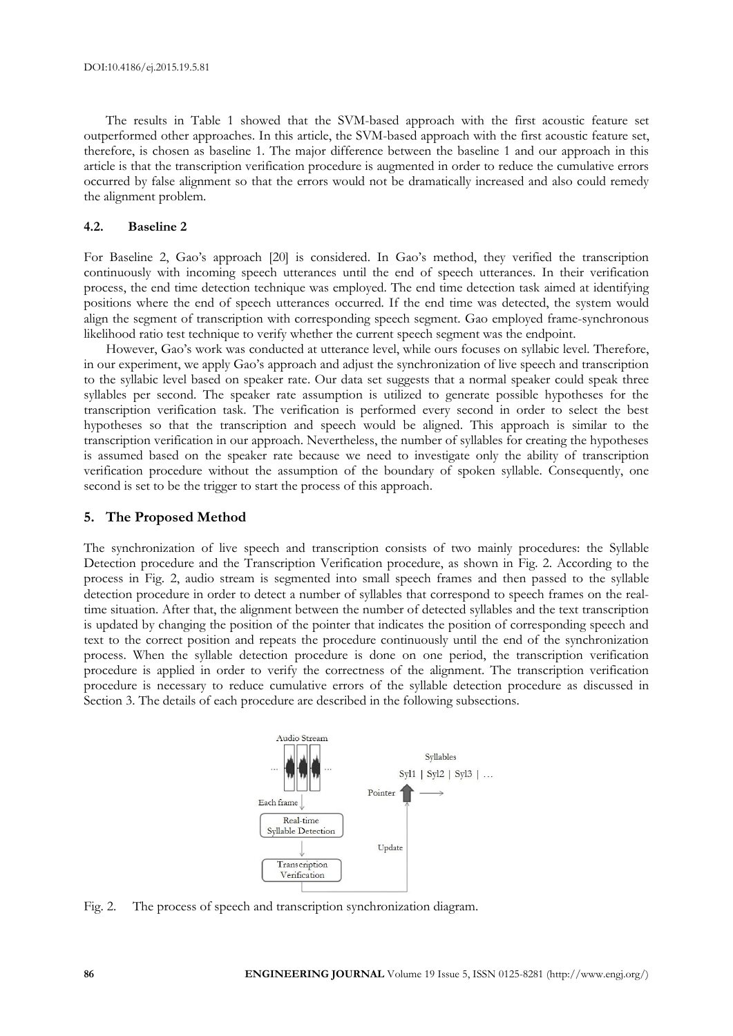The results in Table 1 showed that the SVM-based approach with the first acoustic feature set outperformed other approaches. In this article, the SVM-based approach with the first acoustic feature set, therefore, is chosen as baseline 1. The major difference between the baseline 1 and our approach in this article is that the transcription verification procedure is augmented in order to reduce the cumulative errors occurred by false alignment so that the errors would not be dramatically increased and also could remedy the alignment problem.

### 4.2. Baseline 2

For Baseline 2, Gao's approach [20] is considered. In Gao's method, they verified the transcription continuously with incoming speech utterances until the end of speech utterances. In their verification process, the end time detection technique was employed. The end time detection task aimed at identifying positions where the end of speech utterances occurred. If the end time was detected, the system would align the segment of transcription with corresponding speech segment. Gao employed frame-synchronous likelihood ratio test technique to verify whether the current speech segment was the endpoint.

However, Gao's work was conducted at utterance level, while ours focuses on syllabic level. Therefore, in our experiment, we apply Gao's approach and adjust the synchronization of live speech and transcription to the syllabic level based on speaker rate. Our data set suggests that a normal speaker could speak three syllables per second. The speaker rate assumption is utilized to generate possible hypotheses for the transcription verification task. The verification is performed every second in order to select the best hypotheses so that the transcription and speech would be aligned. This approach is similar to the transcription verification in our approach. Nevertheless, the number of syllables for creating the hypotheses is assumed based on the speaker rate because we need to investigate only the ability of transcription verification procedure without the assumption of the boundary of spoken syllable. Consequently, one second is set to be the trigger to start the process of this approach.

## 5. The Proposed Method

The synchronization of live speech and transcription consists of two mainly procedures: the Syllable Detection procedure and the Transcription Verification procedure, as shown in Fig. 2. According to the process in Fig. 2, audio stream is segmented into small speech frames and then passed to the syllable detection procedure in order to detect a number of syllables that correspond to speech frames on the real-time situation. After that, the alignment between the number of detected syllables and the text transcription is updated by changing the position of the pointer that indicates the position of corresponding speech and text to the correct position and repeats the procedure continuously until the end of the synchronization process. When the syllable detection procedure is done on one period, the transcription verification procedure is applied in order to verify the correctness of the alignment. The transcription verification procedure is necessary to reduce cumulative errors of the syllable detection procedure as discussed in Section 3. The details of each procedure are described in the following subsections.

Audio Stream

Syllables

Syl1 | Syl2 | Syl3 | …

Pointer

Each frame

Real-time Syllable Detection

Update

Transcription Verification

Fig. 2. The process of speech and transcription synchronization diagram.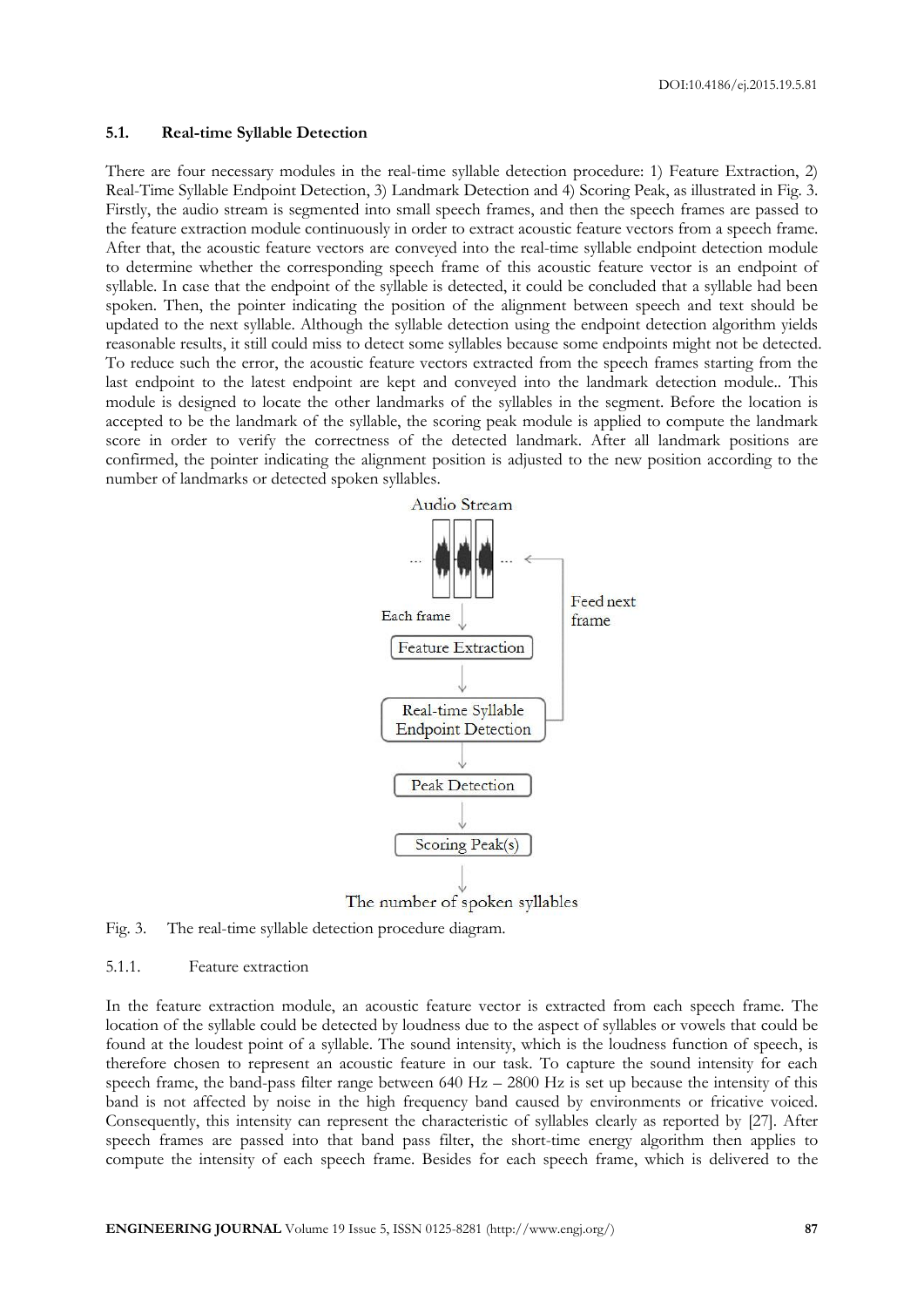### 5.1. Real-time Syllable Detection

There are four necessary modules in the real-time syllable detection procedure: 1) Feature Extraction, 2) Real-Time Syllable Endpoint Detection, 3) Landmark Detection and 4) Scoring Peak, as illustrated in Fig. 3. Firstly, the audio stream is segmented into small speech frames, and then the speech frames are passed to the feature extraction module continuously in order to extract acoustic feature vectors from a speech frame. After that, the acoustic feature vectors are conveyed into the real-time syllable endpoint detection module to determine whether the corresponding speech frame of this acoustic feature vector is an endpoint of syllable. In case that the endpoint of the syllable is detected, it could be concluded that a syllable had been spoken. Then, the pointer indicating the position of the alignment between speech and text should be updated to the next syllable. Although the syllable detection using the endpoint detection algorithm yields reasonable results, it still could miss to detect some syllables because some endpoints might not be detected. To reduce such the error, the acoustic feature vectors extracted from the speech frames starting from the last endpoint to the latest endpoint are kept and conveyed into the landmark detection module.. This module is designed to locate the other landmarks of the syllables in the segment. Before the location is accepted to be the landmark of the syllable, the scoring peak module is applied to compute the landmark score in order to verify the correctness of the detected landmark. After all landmark positions are confirmed, the pointer indicating the alignment position is adjusted to the new position according to the number of landmarks or detected spoken syllables.

Audio Stream

...

...

Each frame

Feed next frame

Feature Extraction

Real-time Syllable Endpoint Detection

Peak Detection

Scoring Peak(s)

The number of spoken syllables

Fig. 3. The real-time syllable detection procedure diagram.

#### 5.1.1. Feature extraction

In the feature extraction module, an acoustic feature vector is extracted from each speech frame. The location of the syllable could be detected by loudness due to the aspect of syllables or vowels that could be found at the loudest point of a syllable. The sound intensity, which is the loudness function of speech, is therefore chosen to represent an acoustic feature in our task. To capture the sound intensity for each speech frame, the band-pass filter range between 640 Hz – 2800 Hz is set up because the intensity of this band is not affected by noise in the high frequency band caused by environments or fricative voiced. Consequently, this intensity can represent the characteristic of syllables clearly as reported by [27]. After speech frames are passed into that band pass filter, the short-time energy algorithm then applies to compute the intensity of each speech frame. Besides for each speech frame, which is delivered to the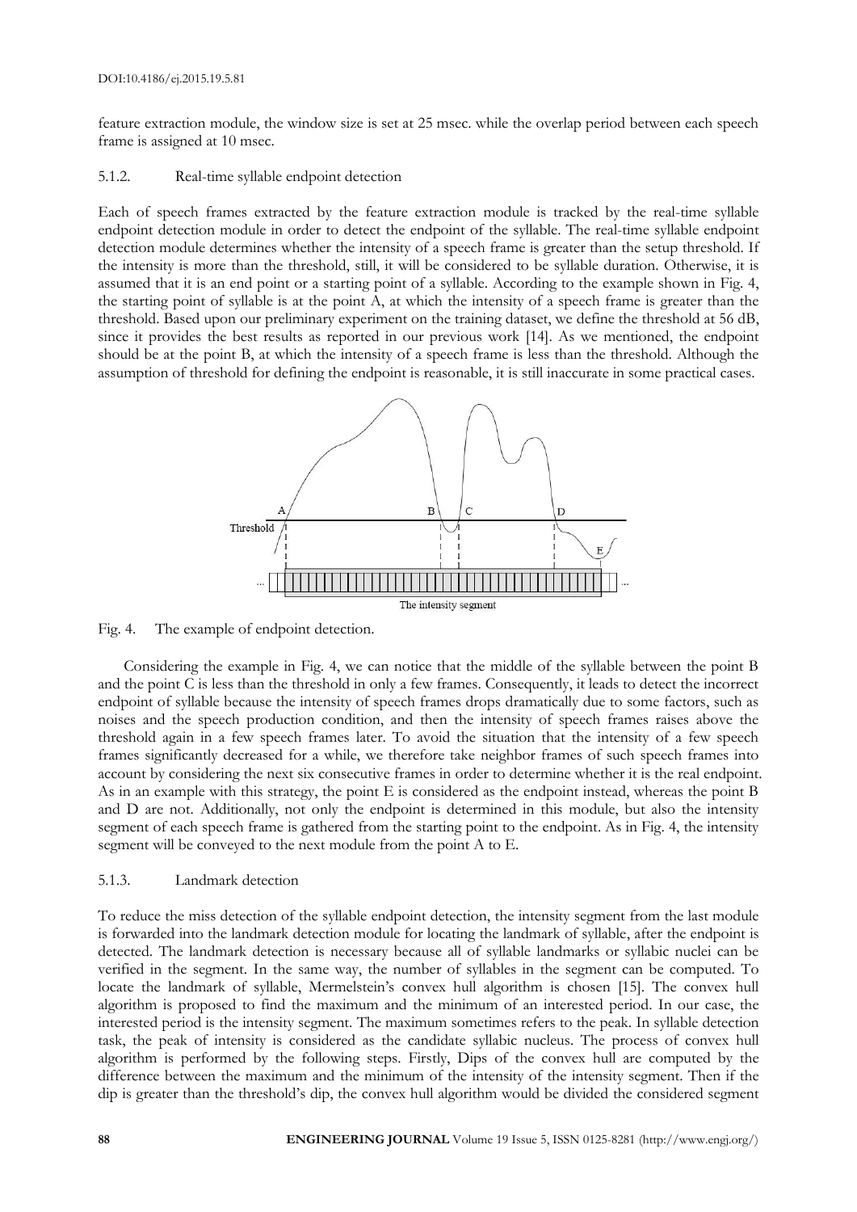feature extraction module, the window size is set at 25 msec. while the overlap period between each speech frame is assigned at 10 msec.

#### 5.1.2. Real-time syllable endpoint detection

Each of speech frames extracted by the feature extraction module is tracked by the real-time syllable endpoint detection module in order to detect the endpoint of the syllable. The real-time syllable endpoint detection module determines whether the intensity of a speech frame is greater than the setup threshold. If the intensity is more than the threshold, still, it will be considered to be syllable duration. Otherwise, it is assumed that it is an end point or a starting point of a syllable. According to the example shown in Fig. 4, the starting point of syllable is at the point A, at which the intensity of a speech frame is greater than the threshold. Based upon our preliminary experiment on the training dataset, we define the threshold at 56 dB, since it provides the best results as reported in our previous work [14]. As we mentioned, the endpoint should be at the point B, at which the intensity of a speech frame is less than the threshold. Although the assumption of threshold for defining the endpoint is reasonable, it is still inaccurate in some practical cases.

A
B
C
D
E
Threshold
...
...
The intensity segment

Fig. 4. The example of endpoint detection.

Considering the example in Fig. 4, we can notice that the middle of the syllable between the point B and the point C is less than the threshold in only a few frames. Consequently, it leads to detect the incorrect endpoint of syllable because the intensity of speech frames drops dramatically due to some factors, such as noises and the speech production condition, and then the intensity of speech frames raises above the threshold again in a few speech frames later. To avoid the situation that the intensity of a few speech frames significantly decreased for a while, we therefore take neighbor frames of such speech frames into account by considering the next six consecutive frames in order to determine whether it is the real endpoint. As in an example with this strategy, the point E is considered as the endpoint instead, whereas the point B and D are not. Additionally, not only the endpoint is determined in this module, but also the intensity segment of each speech frame is gathered from the starting point to the endpoint. As in Fig. 4, the intensity segment will be conveyed to the next module from the point A to E.

#### 5.1.3. Landmark detection

To reduce the miss detection of the syllable endpoint detection, the intensity segment from the last module is forwarded into the landmark detection module for locating the landmark of syllable, after the endpoint is detected. The landmark detection is necessary because all of syllable landmarks or syllabic nuclei can be verified in the segment. In the same way, the number of syllables in the segment can be computed. To locate the landmark of syllable, Mermelstein's convex hull algorithm is chosen [15]. The convex hull algorithm is proposed to find the maximum and the minimum of an interested period. In our case, the interested period is the intensity segment. The maximum sometimes refers to the peak. In syllable detection task, the peak of intensity is considered as the candidate syllabic nucleus. The process of convex hull algorithm is performed by the following steps. Firstly, Dips of the convex hull are computed by the difference between the maximum and the minimum of the intensity of the intensity segment. Then if the dip is greater than the threshold's dip, the convex hull algorithm would be divided the considered segment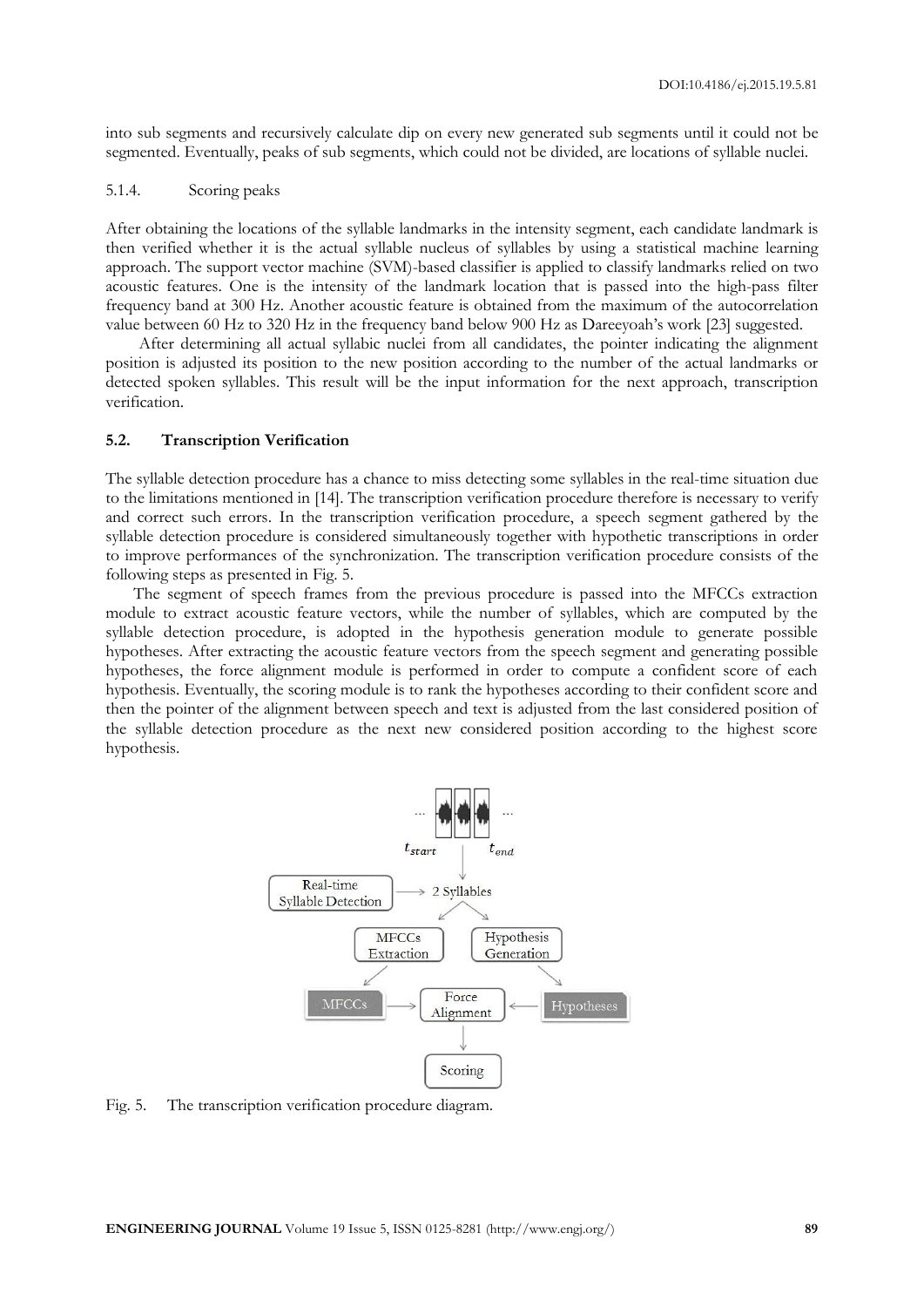into sub segments and recursively calculate dip on every new generated sub segments until it could not be segmented. Eventually, peaks of sub segments, which could not be divided, are locations of syllable nuclei.

#### 5.1.4. Scoring peaks

After obtaining the locations of the syllable landmarks in the intensity segment, each candidate landmark is then verified whether it is the actual syllable nucleus of syllables by using a statistical machine learning approach. The support vector machine (SVM)-based classifier is applied to classify landmarks relied on two acoustic features. One is the intensity of the landmark location that is passed into the high-pass filter frequency band at 300 Hz. Another acoustic feature is obtained from the maximum of the autocorrelation value between 60 Hz to 320 Hz in the frequency band below 900 Hz as Dareeyoah's work [23] suggested.

After determining all actual syllabic nuclei from all candidates, the pointer indicating the alignment position is adjusted its position to the new position according to the number of the actual landmarks or detected spoken syllables. This result will be the input information for the next approach, transcription verification.

### 5.2. Transcription Verification

The syllable detection procedure has a chance to miss detecting some syllables in the real-time situation due to the limitations mentioned in [14]. The transcription verification procedure therefore is necessary to verify and correct such errors. In the transcription verification procedure, a speech segment gathered by the syllable detection procedure is considered simultaneously together with hypothetic transcriptions in order to improve performances of the synchronization. The transcription verification procedure consists of the following steps as presented in Fig. 5.

The segment of speech frames from the previous procedure is passed into the MFCCs extraction module to extract acoustic feature vectors, while the number of syllables, which are computed by the syllable detection procedure, is adopted in the hypothesis generation module to generate possible hypotheses. After extracting the acoustic feature vectors from the speech segment and generating possible hypotheses, the force alignment module is performed in order to compute a confident score of each hypothesis. Eventually, the scoring module is to rank the hypotheses according to their confident score and then the pointer of the alignment between speech and text is adjusted from the last considered position of the syllable detection procedure as the next new considered position according to the highest score hypothesis.

$t_{start}$ $t_{end}$

Real-time Syllable Detection

2 Syllables

MFCCs Extraction

Hypothesis Generation

MFCCs

Force Alignment

Hypotheses

Scoring

Fig. 5. The transcription verification procedure diagram.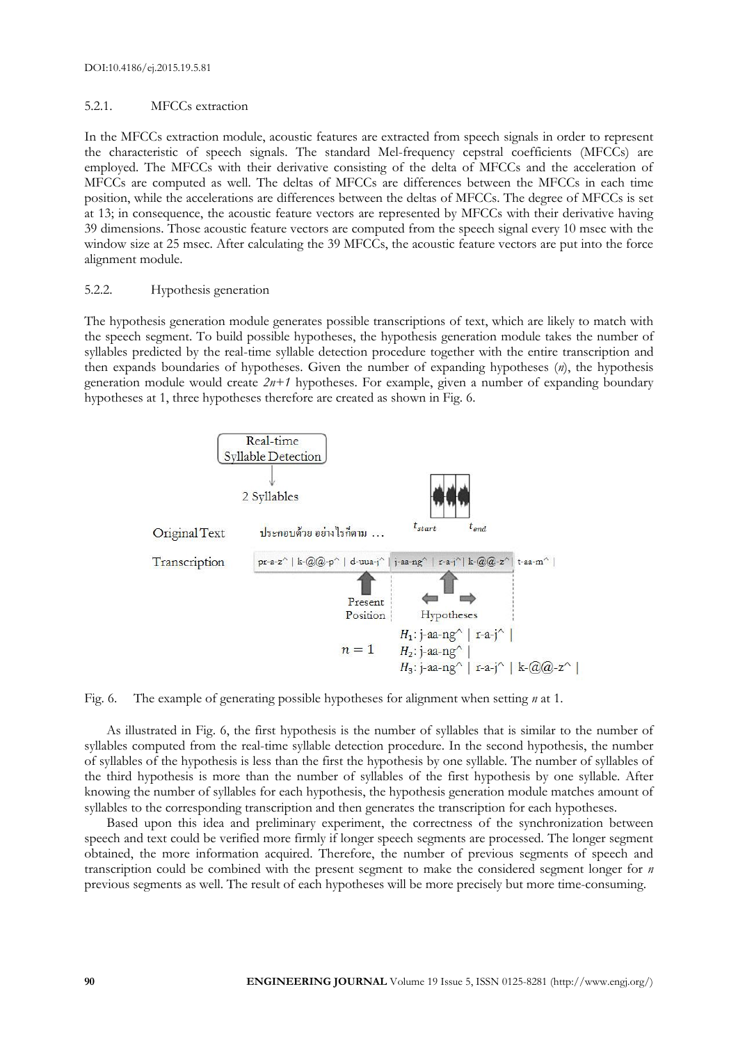### 5.2.1. MFCCs extraction

In the MFCCs extraction module, acoustic features are extracted from speech signals in order to represent the characteristic of speech signals. The standard Mel-frequency cepstral coefficients (MFCCs) are employed. The MFCCs with their derivative consisting of the delta of MFCCs and the acceleration of MFCCs are computed as well. The deltas of MFCCs are differences between the MFCCs in each time position, while the accelerations are differences between the deltas of MFCCs. The degree of MFCCs is set at 13; in consequence, the acoustic feature vectors are represented by MFCCs with their derivative having 39 dimensions. Those acoustic feature vectors are computed from the speech signal every 10 msec with the window size at 25 msec. After calculating the 39 MFCCs, the acoustic feature vectors are put into the force alignment module.

### 5.2.2. Hypothesis generation

The hypothesis generation module generates possible transcriptions of text, which are likely to match with the speech segment. To build possible hypotheses, the hypothesis generation module takes the number of syllables predicted by the real-time syllable detection procedure together with the entire transcription and then expands boundaries of hypotheses. Given the number of expanding hypotheses ($n$), the hypothesis generation module would create $2n+1$ hypotheses. For example, given a number of expanding boundary hypotheses at 1, three hypotheses therefore are created as shown in Fig. 6.

Real-time Syllable Detection

2 Syllables

Original Text ประกอบด้วย อย่างไรก็ตาม …

$t_{start}$ $t_{end}$

Transcription pr-a-z^ | k-@@-p^ | d-uua-j^ | j-aa-ng^ | r-a-j^ | k-@@-z^ | t-aa-m^ |

Present Position

Hypotheses

$n = 1$

$H_1$: j-aa-ng^ | r-a-j^ |

$H_2$: j-aa-ng^ |

$H_3$: j-aa-ng^ | r-a-j^ | k-@@-z^ |

Fig. 6. The example of generating possible hypotheses for alignment when setting $n$ at 1.

As illustrated in Fig. 6, the first hypothesis is the number of syllables that is similar to the number of syllables computed from the real-time syllable detection procedure. In the second hypothesis, the number of syllables of the hypothesis is less than the first the hypothesis by one syllable. The number of syllables of the third hypothesis is more than the number of syllables of the first hypothesis by one syllable. After knowing the number of syllables for each hypothesis, the hypothesis generation module matches amount of syllables to the corresponding transcription and then generates the transcription for each hypotheses.

Based upon this idea and preliminary experiment, the correctness of the synchronization between speech and text could be verified more firmly if longer speech segments are processed. The longer segment obtained, the more information acquired. Therefore, the number of previous segments of speech and transcription could be combined with the present segment to make the considered segment longer for $n$ previous segments as well. The result of each hypotheses will be more precisely but more time-consuming.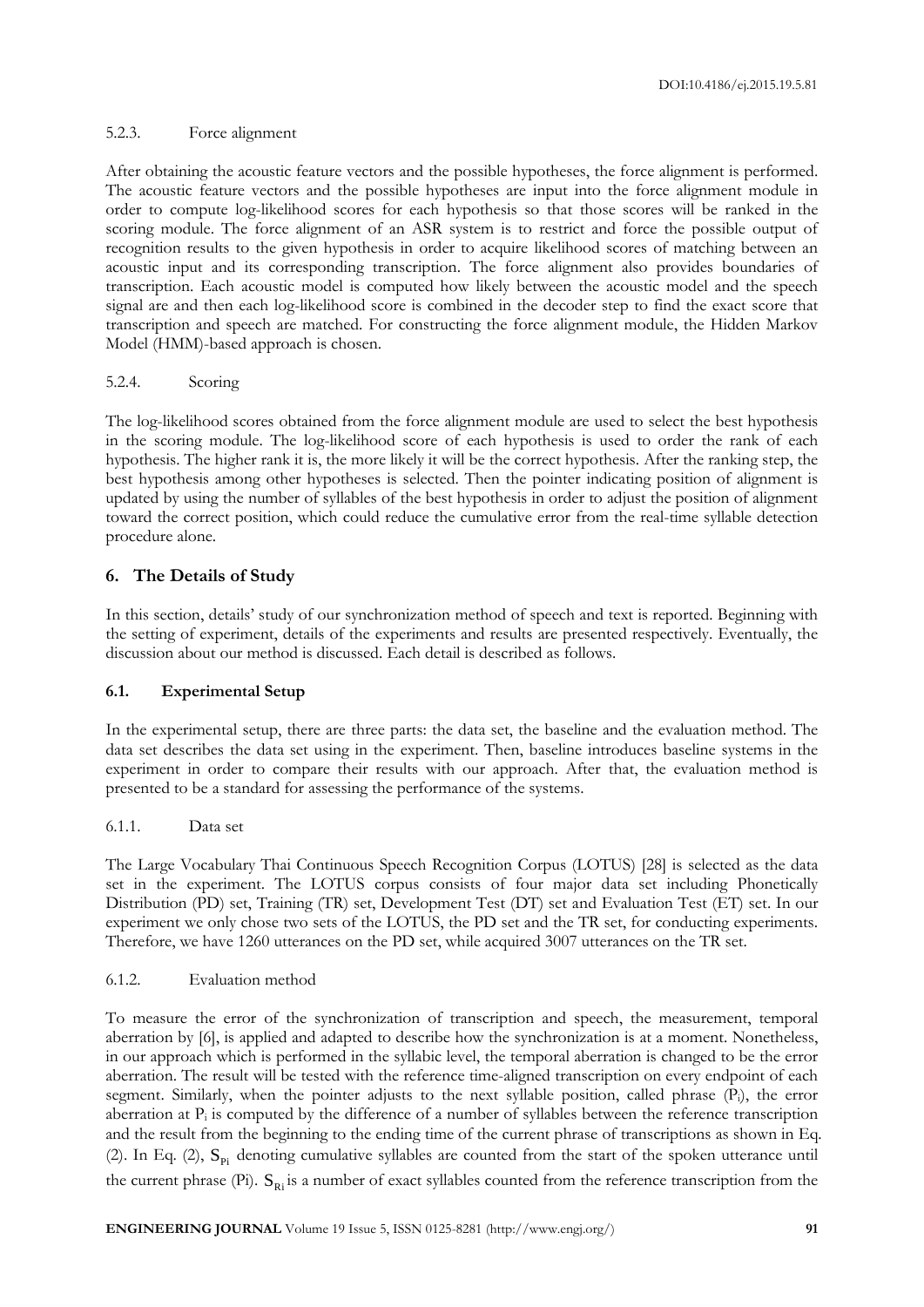#### 5.2.3. Force alignment

After obtaining the acoustic feature vectors and the possible hypotheses, the force alignment is performed. The acoustic feature vectors and the possible hypotheses are input into the force alignment module in order to compute log-likelihood scores for each hypothesis so that those scores will be ranked in the scoring module. The force alignment of an ASR system is to restrict and force the possible output of recognition results to the given hypothesis in order to acquire likelihood scores of matching between an acoustic input and its corresponding transcription. The force alignment also provides boundaries of transcription. Each acoustic model is computed how likely between the acoustic model and the speech signal are and then each log-likelihood score is combined in the decoder step to find the exact score that transcription and speech are matched. For constructing the force alignment module, the Hidden Markov Model (HMM)-based approach is chosen.

#### 5.2.4. Scoring

The log-likelihood scores obtained from the force alignment module are used to select the best hypothesis in the scoring module. The log-likelihood score of each hypothesis is used to order the rank of each hypothesis. The higher rank it is, the more likely it will be the correct hypothesis. After the ranking step, the best hypothesis among other hypotheses is selected. Then the pointer indicating position of alignment is updated by using the number of syllables of the best hypothesis in order to adjust the position of alignment toward the correct position, which could reduce the cumulative error from the real-time syllable detection procedure alone.

## 6. The Details of Study

In this section, details' study of our synchronization method of speech and text is reported. Beginning with the setting of experiment, details of the experiments and results are presented respectively. Eventually, the discussion about our method is discussed. Each detail is described as follows.

### 6.1. Experimental Setup

In the experimental setup, there are three parts: the data set, the baseline and the evaluation method. The data set describes the data set using in the experiment. Then, baseline introduces baseline systems in the experiment in order to compare their results with our approach. After that, the evaluation method is presented to be a standard for assessing the performance of the systems.

#### 6.1.1. Data set

The Large Vocabulary Thai Continuous Speech Recognition Corpus (LOTUS) [28] is selected as the data set in the experiment. The LOTUS corpus consists of four major data set including Phonetically Distribution (PD) set, Training (TR) set, Development Test (DT) set and Evaluation Test (ET) set. In our experiment we only chose two sets of the LOTUS, the PD set and the TR set, for conducting experiments. Therefore, we have 1260 utterances on the PD set, while acquired 3007 utterances on the TR set.

#### 6.1.2. Evaluation method

To measure the error of the synchronization of transcription and speech, the measurement, temporal aberration by [6], is applied and adapted to describe how the synchronization is at a moment. Nonetheless, in our approach which is performed in the syllabic level, the temporal aberration is changed to be the error aberration. The result will be tested with the reference time-aligned transcription on every endpoint of each segment. Similarly, when the pointer adjusts to the next syllable position, called phrase ($P_i$), the error aberration at $P_i$ is computed by the difference of a number of syllables between the reference transcription and the result from the beginning to the ending time of the current phrase of transcriptions as shown in Eq. (2). In Eq. (2), $S_{Pi}$ denoting cumulative syllables are counted from the start of the spoken utterance until the current phrase (Pi). $S_{Ri}$ is a number of exact syllables counted from the reference transcription from the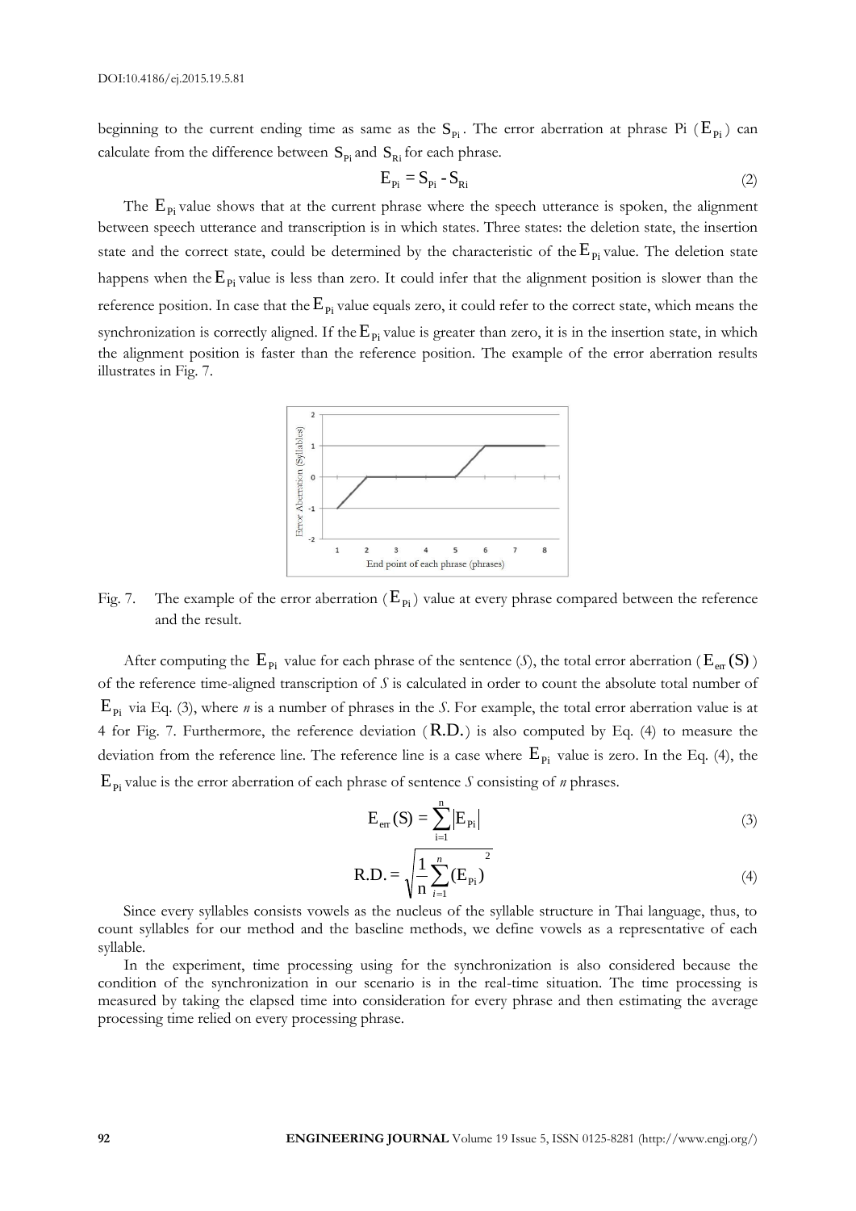beginning to the current ending time as same as the $S_{Pi}$. The error aberration at phrase Pi ($E_{Pi}$) can calculate from the difference between $S_{Pi}$ and $S_{Ri}$ for each phrase.

$$E_{Pi} = S_{Pi} - S_{Ri} \tag{2}$$

The $E_{Pi}$ value shows that at the current phrase where the speech utterance is spoken, the alignment between speech utterance and transcription is in which states. Three states: the deletion state, the insertion state and the correct state, could be determined by the characteristic of the $E_{Pi}$ value. The deletion state happens when the $E_{Pi}$ value is less than zero. It could infer that the alignment position is slower than the reference position. In case that the $E_{Pi}$ value equals zero, it could refer to the correct state, which means the synchronization is correctly aligned. If the $E_{Pi}$ value is greater than zero, it is in the insertion state, in which the alignment position is faster than the reference position. The example of the error aberration results illustrates in Fig. 7.

Error Aberration (Syllables)
2
1
0
-1
-2
1 2 3 4 5 6 7 8
End point of each phrase (phrases)

Fig. 7. The example of the error aberration ($E_{Pi}$) value at every phrase compared between the reference and the result.

After computing the $E_{Pi}$ value for each phrase of the sentence (*S*), the total error aberration ($E_{err}(S)$) of the reference time-aligned transcription of *S* is calculated in order to count the absolute total number of $E_{Pi}$ via Eq. (3), where *n* is a number of phrases in the *S*. For example, the total error aberration value is at 4 for Fig. 7. Furthermore, the reference deviation (R.D.) is also computed by Eq. (4) to measure the deviation from the reference line. The reference line is a case where $E_{Pi}$ value is zero. In the Eq. (4), the $E_{Pi}$ value is the error aberration of each phrase of sentence *S* consisting of *n* phrases.

$$E_{err}(S) = \sum_{i=1}^{n} \left| E_{Pi} \right| \tag{3}$$

$$R.D. = \sqrt{\frac{1}{n} \sum_{i=1}^{n} (E_{Pi})^2} \tag{4}$$

Since every syllables consists vowels as the nucleus of the syllable structure in Thai language, thus, to count syllables for our method and the baseline methods, we define vowels as a representative of each syllable.

In the experiment, time processing using for the synchronization is also considered because the condition of the synchronization in our scenario is in the real-time situation. The time processing is measured by taking the elapsed time into consideration for every phrase and then estimating the average processing time relied on every processing phrase.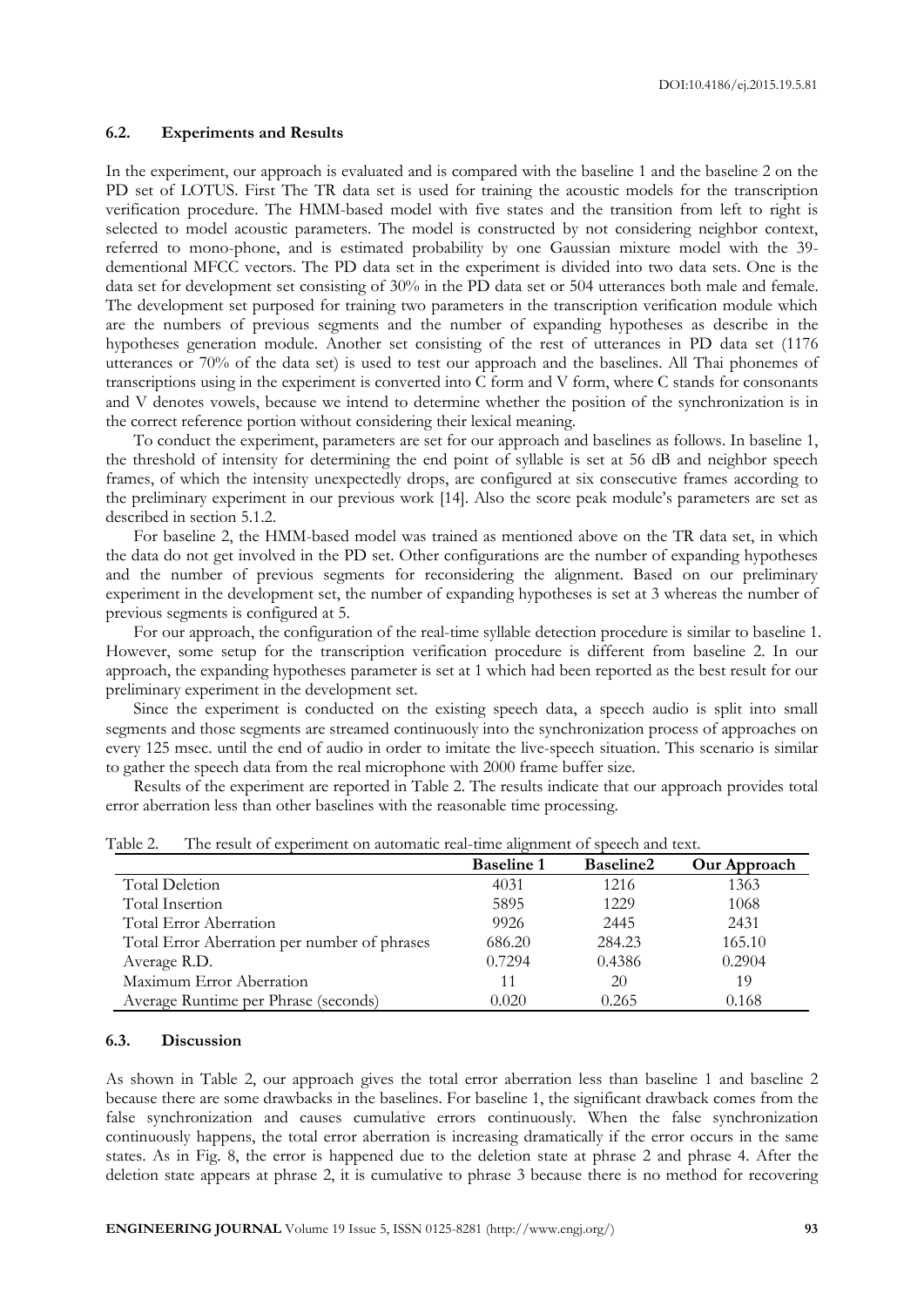### 6.2. Experiments and Results

In the experiment, our approach is evaluated and is compared with the baseline 1 and the baseline 2 on the PD set of LOTUS. First The TR data set is used for training the acoustic models for the transcription verification procedure. The HMM-based model with five states and the transition from left to right is selected to model acoustic parameters. The model is constructed by not considering neighbor context, referred to mono-phone, and is estimated probability by one Gaussian mixture model with the 39-dementional MFCC vectors. The PD data set in the experiment is divided into two data sets. One is the data set for development set consisting of 30% in the PD data set or 504 utterances both male and female. The development set purposed for training two parameters in the transcription verification module which are the numbers of previous segments and the number of expanding hypotheses as describe in the hypotheses generation module. Another set consisting of the rest of utterances in PD data set (1176 utterances or 70% of the data set) is used to test our approach and the baselines. All Thai phonemes of transcriptions using in the experiment is converted into C form and V form, where C stands for consonants and V denotes vowels, because we intend to determine whether the position of the synchronization is in the correct reference portion without considering their lexical meaning.

To conduct the experiment, parameters are set for our approach and baselines as follows. In baseline 1, the threshold of intensity for determining the end point of syllable is set at 56 dB and neighbor speech frames, of which the intensity unexpectedly drops, are configured at six consecutive frames according to the preliminary experiment in our previous work [14]. Also the score peak module's parameters are set as described in section 5.1.2.

For baseline 2, the HMM-based model was trained as mentioned above on the TR data set, in which the data do not get involved in the PD set. Other configurations are the number of expanding hypotheses and the number of previous segments for reconsidering the alignment. Based on our preliminary experiment in the development set, the number of expanding hypotheses is set at 3 whereas the number of previous segments is configured at 5.

For our approach, the configuration of the real-time syllable detection procedure is similar to baseline 1. However, some setup for the transcription verification procedure is different from baseline 2. In our approach, the expanding hypotheses parameter is set at 1 which had been reported as the best result for our preliminary experiment in the development set.

Since the experiment is conducted on the existing speech data, a speech audio is split into small segments and those segments are streamed continuously into the synchronization process of approaches on every 125 msec. until the end of audio in order to imitate the live-speech situation. This scenario is similar to gather the speech data from the real microphone with 2000 frame buffer size.

Results of the experiment are reported in Table 2. The results indicate that our approach provides total error aberration less than other baselines with the reasonable time processing.

Table 2. The result of experiment on automatic real-time alignment of speech and text.

| | **Baseline 1** | **Baseline2** | **Our Approach** |
|---|---|---|---|
| Total Deletion | 4031 | 1216 | 1363 |
| Total Insertion | 5895 | 1229 | 1068 |
| Total Error Aberration | 9926 | 2445 | 2431 |
| Total Error Aberration per number of phrases | 686.20 | 284.23 | 165.10 |
| Average R.D. | 0.7294 | 0.4386 | 0.2904 |
| Maximum Error Aberration | 11 | 20 | 19 |
| Average Runtime per Phrase (seconds) | 0.020 | 0.265 | 0.168 |

### 6.3. Discussion

As shown in Table 2, our approach gives the total error aberration less than baseline 1 and baseline 2 because there are some drawbacks in the baselines. For baseline 1, the significant drawback comes from the false synchronization and causes cumulative errors continuously. When the false synchronization continuously happens, the total error aberration is increasing dramatically if the error occurs in the same states. As in Fig. 8, the error is happened due to the deletion state at phrase 2 and phrase 4. After the deletion state appears at phrase 2, it is cumulative to phrase 3 because there is no method for recovering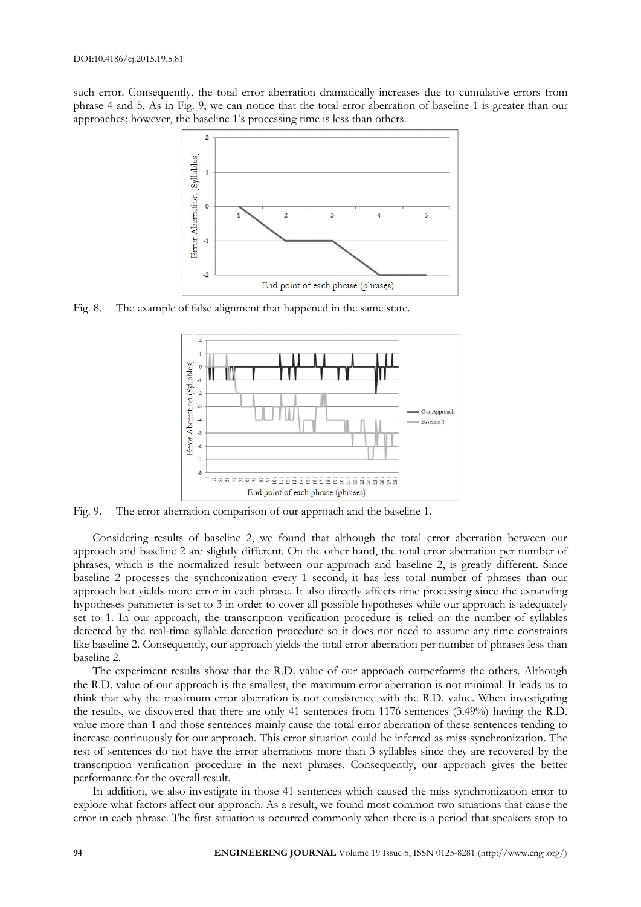such error. Consequently, the total error aberration dramatically increases due to cumulative errors from phrase 4 and 5. As in Fig. 9, we can notice that the total error aberration of baseline 1 is greater than our approaches; however, the baseline 1's processing time is less than others.

2
1
0
-1
-2
Error Aberration (Syllables)
1 2 3 4 5
End point of each phrase (phrases)

Fig. 8. The example of false alignment that happened in the same state.

Error Aberration (Syllables)
End point of each phrase (phrases)
Our Approach
Baseline 1

Fig. 9. The error aberration comparison of our approach and the baseline 1.

Considering results of baseline 2, we found that although the total error aberration between our approach and baseline 2 are slightly different. On the other hand, the total error aberration per number of phrases, which is the normalized result between our approach and baseline 2, is greatly different. Since baseline 2 processes the synchronization every 1 second, it has less total number of phrases than our approach but yields more error in each phrase. It also directly affects time processing since the expanding hypotheses parameter is set to 3 in order to cover all possible hypotheses while our approach is adequately set to 1. In our approach, the transcription verification procedure is relied on the number of syllables detected by the real-time syllable detection procedure so it does not need to assume any time constraints like baseline 2. Consequently, our approach yields the total error aberration per number of phrases less than baseline 2.

The experiment results show that the R.D. value of our approach outperforms the others. Although the R.D. value of our approach is the smallest, the maximum error aberration is not minimal. It leads us to think that why the maximum error aberration is not consistence with the R.D. value. When investigating the results, we discovered that there are only 41 sentences from 1176 sentences (3.49%) having the R.D. value more than 1 and those sentences mainly cause the total error aberration of these sentences tending to increase continuously for our approach. This error situation could be inferred as miss synchronization. The rest of sentences do not have the error aberrations more than 3 syllables since they are recovered by the transcription verification procedure in the next phrases. Consequently, our approach gives the better performance for the overall result.

In addition, we also investigate in those 41 sentences which caused the miss synchronization error to explore what factors affect our approach. As a result, we found most common two situations that cause the error in each phrase. The first situation is occurred commonly when there is a period that speakers stop to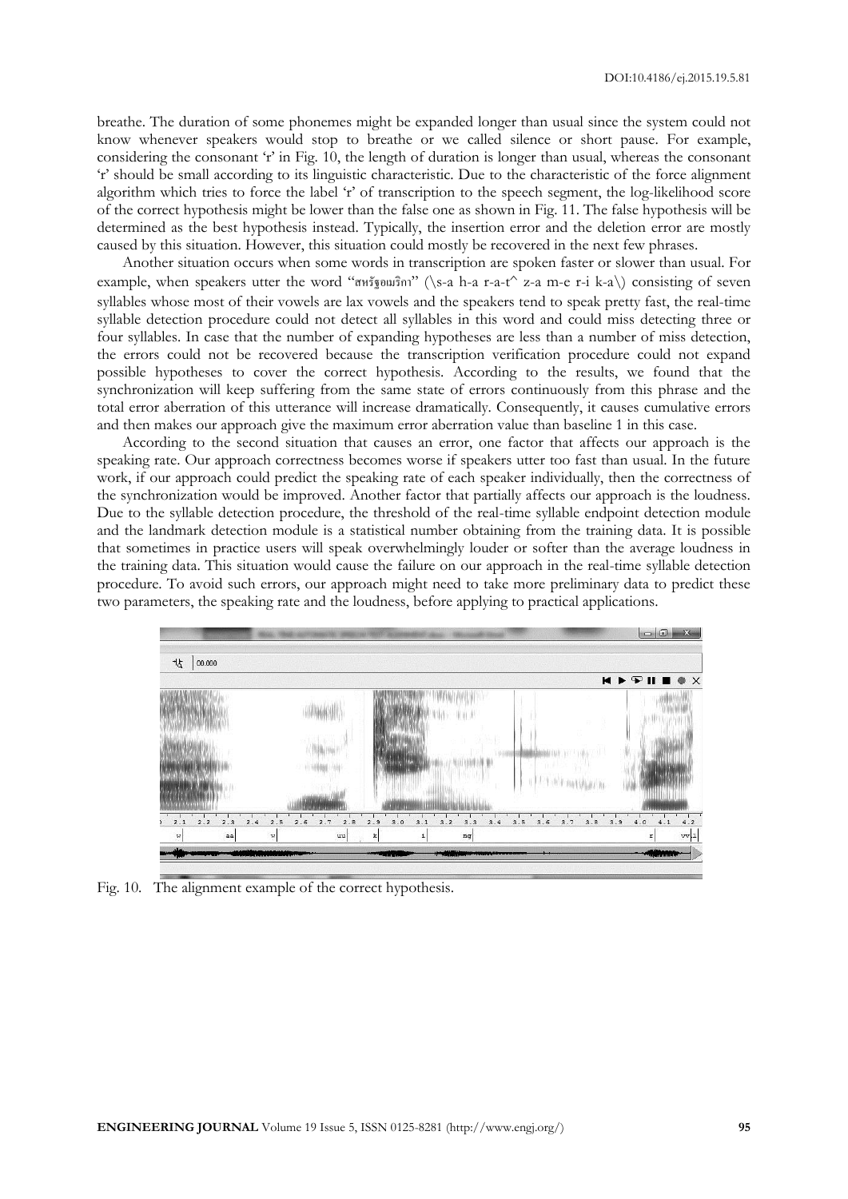breathe. The duration of some phonemes might be expanded longer than usual since the system could not know whenever speakers would stop to breathe or we called silence or short pause. For example, considering the consonant 'r' in Fig. 10, the length of duration is longer than usual, whereas the consonant 'r' should be small according to its linguistic characteristic. Due to the characteristic of the force alignment algorithm which tries to force the label 'r' of transcription to the speech segment, the log-likelihood score of the correct hypothesis might be lower than the false one as shown in Fig. 11. The false hypothesis will be determined as the best hypothesis instead. Typically, the insertion error and the deletion error are mostly caused by this situation. However, this situation could mostly be recovered in the next few phrases.

Another situation occurs when some words in transcription are spoken faster or slower than usual. For example, when speakers utter the word "สหรัฐอเมริกา" (\s-a h-a r-a-t^ z-a m-e r-i k-a\) consisting of seven syllables whose most of their vowels are lax vowels and the speakers tend to speak pretty fast, the real-time syllable detection procedure could not detect all syllables in this word and could miss detecting three or four syllables. In case that the number of expanding hypotheses are less than a number of miss detection, the errors could not be recovered because the transcription verification procedure could not expand possible hypotheses to cover the correct hypothesis. According to the results, we found that the synchronization will keep suffering from the same state of errors continuously from this phrase and the total error aberration of this utterance will increase dramatically. Consequently, it causes cumulative errors and then makes our approach give the maximum error aberration value than baseline 1 in this case.

According to the second situation that causes an error, one factor that affects our approach is the speaking rate. Our approach correctness becomes worse if speakers utter too fast than usual. In the future work, if our approach could predict the speaking rate of each speaker individually, then the correctness of the synchronization would be improved. Another factor that partially affects our approach is the loudness. Due to the syllable detection procedure, the threshold of the real-time syllable endpoint detection module and the landmark detection module is a statistical number obtaining from the training data. It is possible that sometimes in practice users will speak overwhelmingly louder or softer than the average loudness in the training data. This situation would cause the failure on our approach in the real-time syllable detection procedure. To avoid such errors, our approach might need to take more preliminary data to predict these two parameters, the speaking rate and the loudness, before applying to practical applications.

00.000

2.1 2.2 2.3 2.4 2.5 2.6 2.7 2.8 2.9 3.0 3.1 3.2 3.3 3.4 3.5 3.6 3.7 3.8 3.9 4.0 4.1 4.2

w aa w uu k i ng r vv

Fig. 10. The alignment example of the correct hypothesis.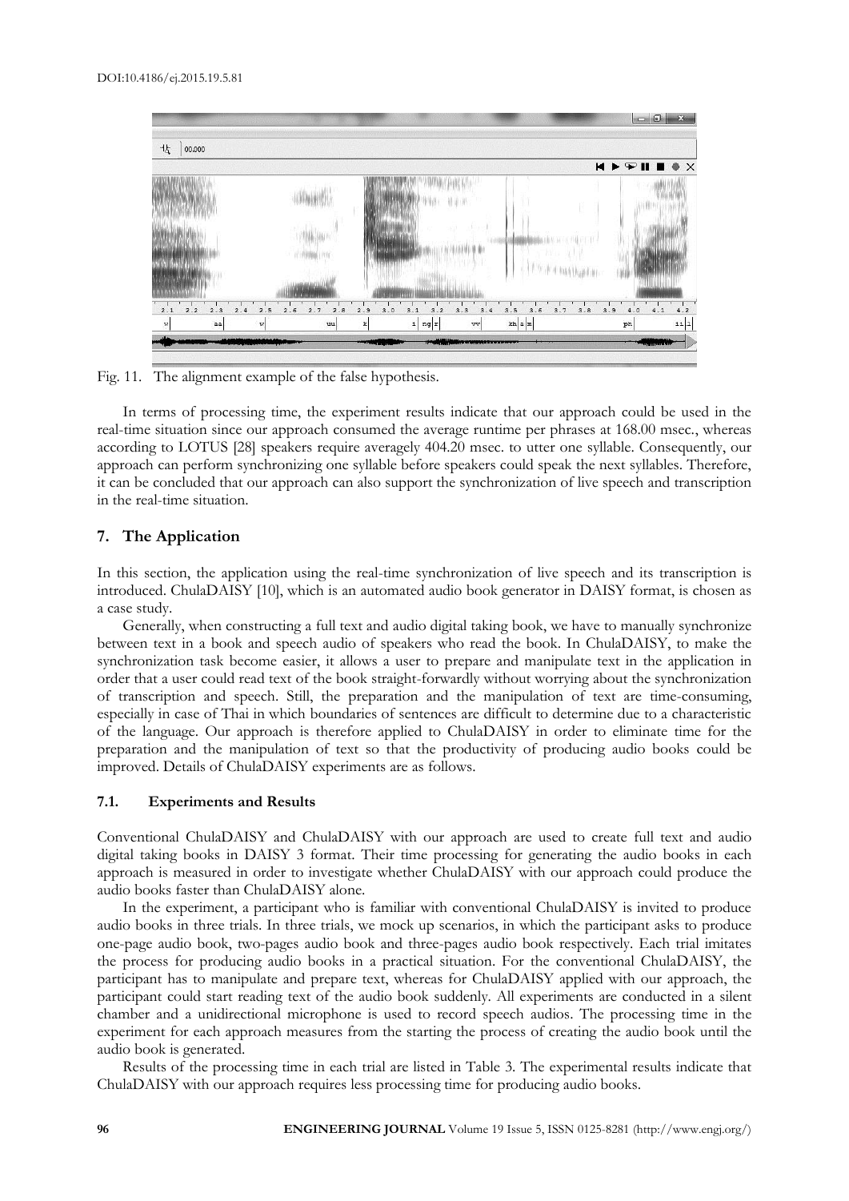Fig. 11. The alignment example of the false hypothesis.

In terms of processing time, the experiment results indicate that our approach could be used in the real-time situation since our approach consumed the average runtime per phrases at 168.00 msec., whereas according to LOTUS [28] speakers require averagely 404.20 msec. to utter one syllable. Consequently, our approach can perform synchronizing one syllable before speakers could speak the next syllables. Therefore, it can be concluded that our approach can also support the synchronization of live speech and transcription in the real-time situation.

## 7. The Application

In this section, the application using the real-time synchronization of live speech and its transcription is introduced. ChulaDAISY [10], which is an automated audio book generator in DAISY format, is chosen as a case study.

Generally, when constructing a full text and audio digital taking book, we have to manually synchronize between text in a book and speech audio of speakers who read the book. In ChulaDAISY, to make the synchronization task become easier, it allows a user to prepare and manipulate text in the application in order that a user could read text of the book straight-forwardly without worrying about the synchronization of transcription and speech. Still, the preparation and the manipulation of text are time-consuming, especially in case of Thai in which boundaries of sentences are difficult to determine due to a characteristic of the language. Our approach is therefore applied to ChulaDAISY in order to eliminate time for the preparation and the manipulation of text so that the productivity of producing audio books could be improved. Details of ChulaDAISY experiments are as follows.

### 7.1. Experiments and Results

Conventional ChulaDAISY and ChulaDAISY with our approach are used to create full text and audio digital taking books in DAISY 3 format. Their time processing for generating the audio books in each approach is measured in order to investigate whether ChulaDAISY with our approach could produce the audio books faster than ChulaDAISY alone.

In the experiment, a participant who is familiar with conventional ChulaDAISY is invited to produce audio books in three trials. In three trials, we mock up scenarios, in which the participant asks to produce one-page audio book, two-pages audio book and three-pages audio book respectively. Each trial imitates the process for producing audio books in a practical situation. For the conventional ChulaDAISY, the participant has to manipulate and prepare text, whereas for ChulaDAISY applied with our approach, the participant could start reading text of the audio book suddenly. All experiments are conducted in a silent chamber and a unidirectional microphone is used to record speech audios. The processing time in the experiment for each approach measures from the starting the process of creating the audio book until the audio book is generated.

Results of the processing time in each trial are listed in Table 3. The experimental results indicate that ChulaDAISY with our approach requires less processing time for producing audio books.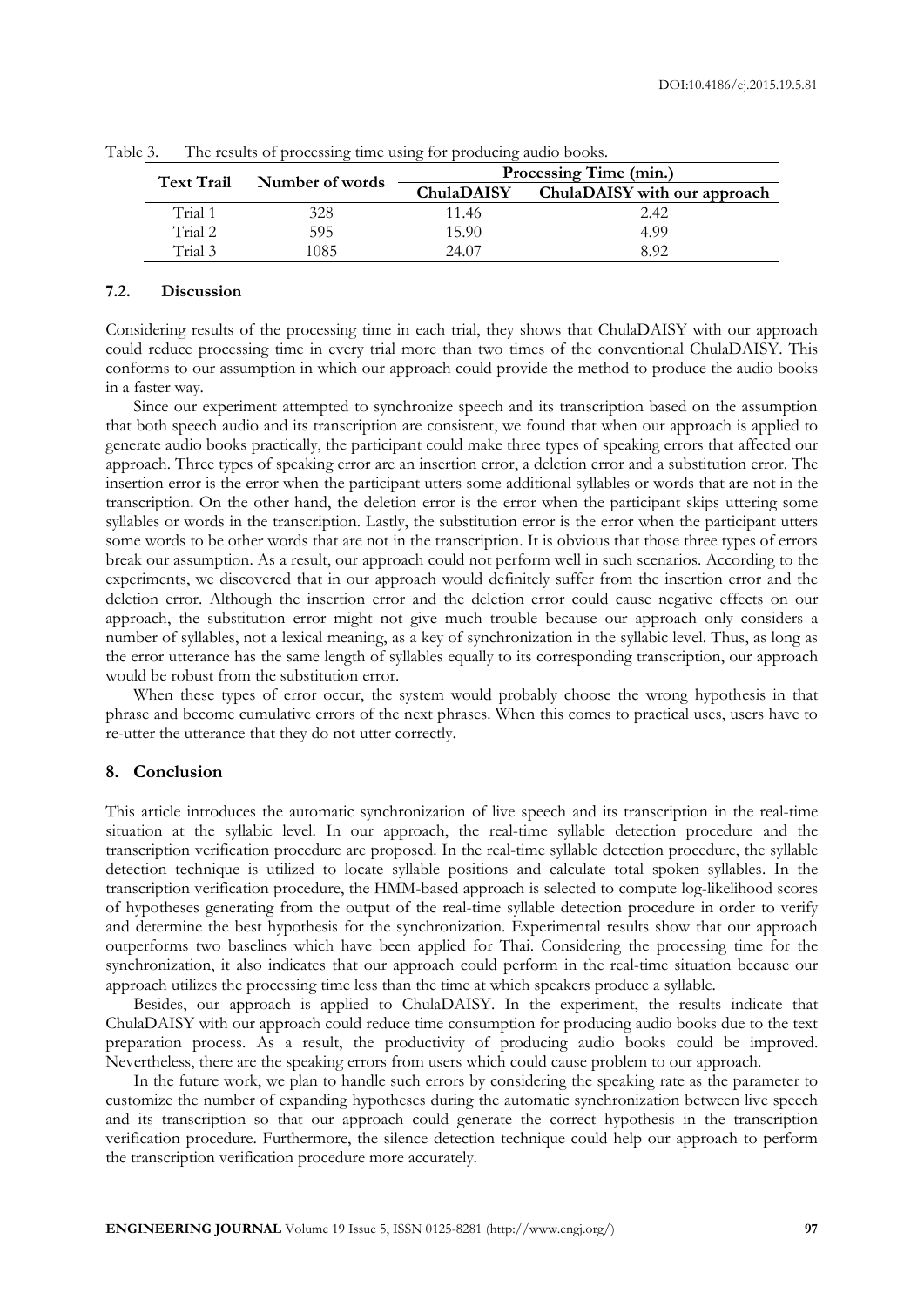Table 3. The results of processing time using for producing audio books.

| Text Trail | Number of words | Processing Time (min.) | |
|---|---|---|---|
| | | ChulaDAISY | ChulaDAISY with our approach |
| Trial 1 | 328 | 11.46 | 2.42 |
| Trial 2 | 595 | 15.90 | 4.99 |
| Trial 3 | 1085 | 24.07 | 8.92 |

### 7.2. Discussion

Considering results of the processing time in each trial, they shows that ChulaDAISY with our approach could reduce processing time in every trial more than two times of the conventional ChulaDAISY. This conforms to our assumption in which our approach could provide the method to produce the audio books in a faster way.

Since our experiment attempted to synchronize speech and its transcription based on the assumption that both speech audio and its transcription are consistent, we found that when our approach is applied to generate audio books practically, the participant could make three types of speaking errors that affected our approach. Three types of speaking error are an insertion error, a deletion error and a substitution error. The insertion error is the error when the participant utters some additional syllables or words that are not in the transcription. On the other hand, the deletion error is the error when the participant skips uttering some syllables or words in the transcription. Lastly, the substitution error is the error when the participant utters some words to be other words that are not in the transcription. It is obvious that those three types of errors break our assumption. As a result, our approach could not perform well in such scenarios. According to the experiments, we discovered that in our approach would definitely suffer from the insertion error and the deletion error. Although the insertion error and the deletion error could cause negative effects on our approach, the substitution error might not give much trouble because our approach only considers a number of syllables, not a lexical meaning, as a key of synchronization in the syllabic level. Thus, as long as the error utterance has the same length of syllables equally to its corresponding transcription, our approach would be robust from the substitution error.

When these types of error occur, the system would probably choose the wrong hypothesis in that phrase and become cumulative errors of the next phrases. When this comes to practical uses, users have to re-utter the utterance that they do not utter correctly.

## 8. Conclusion

This article introduces the automatic synchronization of live speech and its transcription in the real-time situation at the syllabic level. In our approach, the real-time syllable detection procedure and the transcription verification procedure are proposed. In the real-time syllable detection procedure, the syllable detection technique is utilized to locate syllable positions and calculate total spoken syllables. In the transcription verification procedure, the HMM-based approach is selected to compute log-likelihood scores of hypotheses generating from the output of the real-time syllable detection procedure in order to verify and determine the best hypothesis for the synchronization. Experimental results show that our approach outperforms two baselines which have been applied for Thai. Considering the processing time for the synchronization, it also indicates that our approach could perform in the real-time situation because our approach utilizes the processing time less than the time at which speakers produce a syllable.

Besides, our approach is applied to ChulaDAISY. In the experiment, the results indicate that ChulaDAISY with our approach could reduce time consumption for producing audio books due to the text preparation process. As a result, the productivity of producing audio books could be improved. Nevertheless, there are the speaking errors from users which could cause problem to our approach.

In the future work, we plan to handle such errors by considering the speaking rate as the parameter to customize the number of expanding hypotheses during the automatic synchronization between live speech and its transcription so that our approach could generate the correct hypothesis in the transcription verification procedure. Furthermore, the silence detection technique could help our approach to perform the transcription verification procedure more accurately.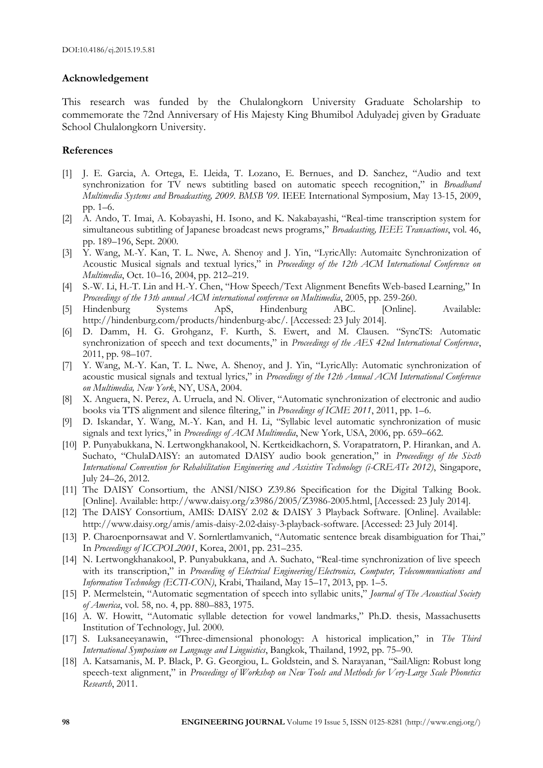## Acknowledgement

This research was funded by the Chulalongkorn University Graduate Scholarship to commemorate the 72nd Anniversary of His Majesty King Bhumibol Adulyadej given by Graduate School Chulalongkorn University.

## References

[1] J. E. Garcia, A. Ortega, E. Lleida, T. Lozano, E. Bernues, and D. Sanchez, "Audio and text synchronization for TV news subtitling based on automatic speech recognition," in *Broadband Multimedia Systems and Broadcasting, 2009. BMSB '09*. IEEE International Symposium, May 13-15, 2009, pp. 1–6.

[2] A. Ando, T. Imai, A. Kobayashi, H. Isono, and K. Nakabayashi, "Real-time transcription system for simultaneous subtitling of Japanese broadcast news programs," *Broadcasting, IEEE Transactions*, vol. 46, pp. 189–196, Sept. 2000.

[3] Y. Wang, M.-Y. Kan, T. L. Nwe, A. Shenoy and J. Yin, "LyricAlly: Automaitc Synchronization of Acoustic Musical signals and textual lyrics," in *Proceedings of the 12th ACM International Conference on Multimedia*, Oct. 10–16, 2004, pp. 212–219.

[4] S.-W. Li, H.-T. Lin and H.-Y. Chen, "How Speech/Text Alignment Benefits Web-based Learning," In *Proceedings of the 13th annual ACM international conference on Multimedia*, 2005, pp. 259-260.

[5] Hindenburg Systems ApS, Hindenburg ABC. [Online]. Available: http://hindenburg.com/products/hindenburg-abc/. [Accessed: 23 July 2014].

[6] D. Damm, H. G. Grohganz, F. Kurth, S. Ewert, and M. Clausen. "SyncTS: Automatic synchronization of speech and text documents," in *Proceedings of the AES 42nd International Conference*, 2011, pp. 98–107.

[7] Y. Wang, M.-Y. Kan, T. L. Nwe, A. Shenoy, and J. Yin, "LyricAlly: Automatic synchronization of acoustic musical signals and textual lyrics," in *Proceedings of the 12th Annual ACM International Conference on Multimedia, New York*, NY, USA, 2004.

[8] X. Anguera, N. Perez, A. Urruela, and N. Oliver, "Automatic synchronization of electronic and audio books via TTS alignment and silence filtering," in *Proceedings of ICME 2011*, 2011, pp. 1–6.

[9] D. Iskandar, Y. Wang, M.-Y. Kan, and H. Li, "Syllabic level automatic synchronization of music signals and text lyrics," in *Proceedings of ACM Multimedia*, New York, USA, 2006, pp. 659–662.

[10] P. Punyabukkana, N. Lertwongkhanakool, N. Kertkeidkachorn, S. Vorapatratorn, P. Hirankan, and A. Suchato, "ChulaDAISY: an automated DAISY audio book generation," in *Proceedings of the Sixth International Convention for Rehabilitation Engineering and Assistive Technology (i-CREATe 2012)*, Singapore, July 24–26, 2012.

[11] The DAISY Consortium, the ANSI/NISO Z39.86 Specification for the Digital Talking Book. [Online]. Available: http://www.daisy.org/z3986/2005/Z3986-2005.html, [Accessed: 23 July 2014].

[12] The DAISY Consortium, AMIS: DAISY 2.02 & DAISY 3 Playback Software. [Online]. Available: http://www.daisy.org/amis/amis-daisy-2.02-daisy-3-playback-software. [Accessed: 23 July 2014].

[13] P. Charoenpornsawat and V. Sornlertlamvanich, "Automatic sentence break disambiguation for Thai," In *Proceedings of ICCPOL2001*, Korea, 2001, pp. 231–235.

[14] N. Lertwongkhanakool, P. Punyabukkana, and A. Suchato, "Real-time synchronization of live speech with its transcription," in *Proceeding of Electrical Engineering/Electronics, Computer, Telecommunications and Information Technology (ECTI-CON)*, Krabi, Thailand, May 15–17, 2013, pp. 1–5.

[15] P. Mermelstein, "Automatic segmentation of speech into syllabic units," *Journal of The Acoustical Society of America*, vol. 58, no. 4, pp. 880–883, 1975.

[16] A. W. Howitt, "Automatic syllable detection for vowel landmarks," Ph.D. thesis, Massachusetts Institution of Technology, Jul. 2000.

[17] S. Luksaneeyanawin, "Three-dimensional phonology: A historical implication," in *The Third International Symposium on Language and Linguistics*, Bangkok, Thailand, 1992, pp. 75–90.

[18] A. Katsamanis, M. P. Black, P. G. Georgiou, L. Goldstein, and S. Narayanan, "SailAlign: Robust long speech-text alignment," in *Proceedings of Workshop on New Tools and Methods for Very-Large Scale Phonetics Research*, 2011.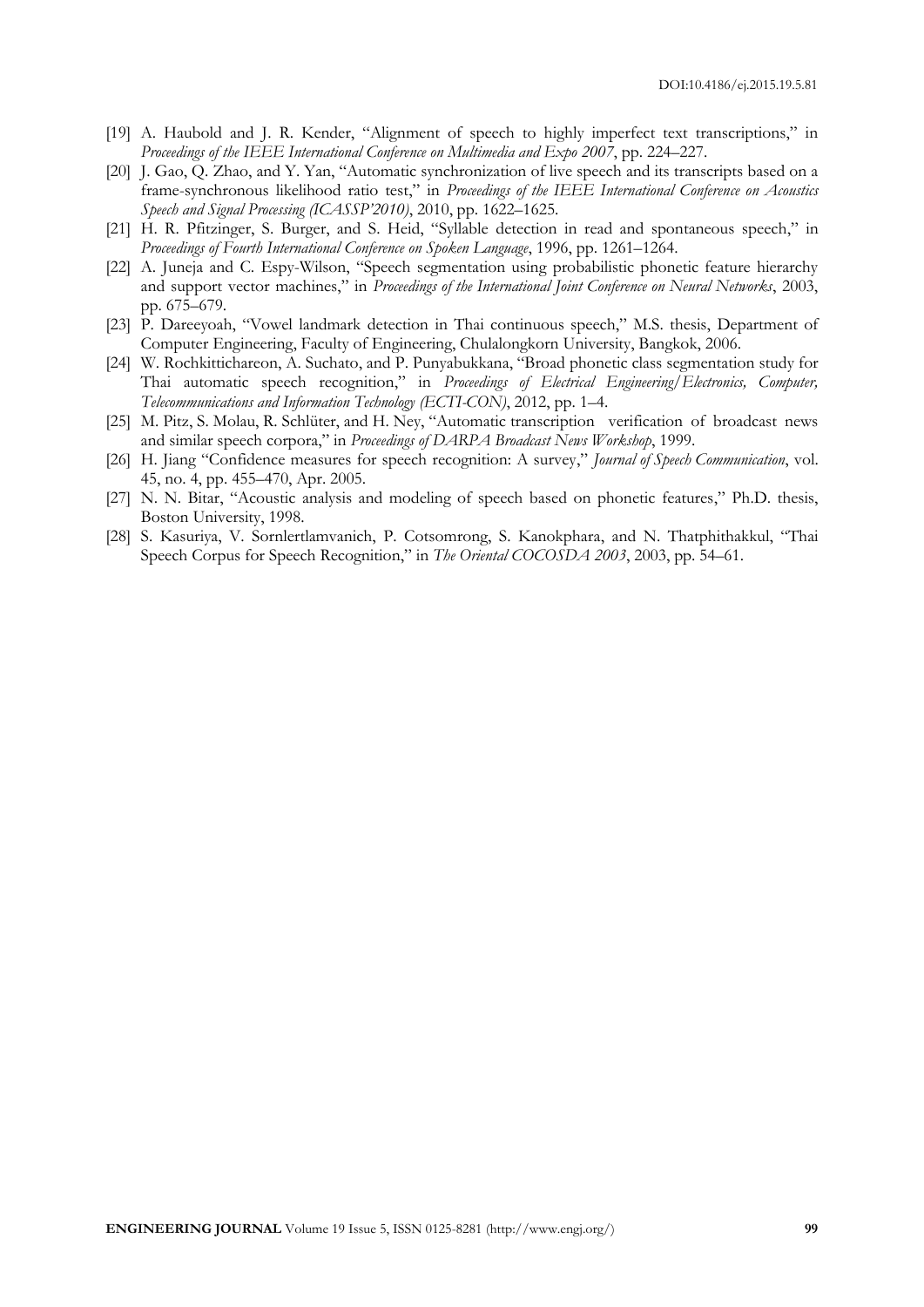[19] A. Haubold and J. R. Kender, "Alignment of speech to highly imperfect text transcriptions," in *Proceedings of the IEEE International Conference on Multimedia and Expo 2007*, pp. 224–227.

[20] J. Gao, Q. Zhao, and Y. Yan, "Automatic synchronization of live speech and its transcripts based on a frame-synchronous likelihood ratio test," in *Proceedings of the IEEE International Conference on Acoustics Speech and Signal Processing (ICASSP'2010)*, 2010, pp. 1622–1625.

[21] H. R. Pfitzinger, S. Burger, and S. Heid, "Syllable detection in read and spontaneous speech," in *Proceedings of Fourth International Conference on Spoken Language*, 1996, pp. 1261–1264.

[22] A. Juneja and C. Espy-Wilson, "Speech segmentation using probabilistic phonetic feature hierarchy and support vector machines," in *Proceedings of the International Joint Conference on Neural Networks*, 2003, pp. 675–679.

[23] P. Dareeyoah, "Vowel landmark detection in Thai continuous speech," M.S. thesis, Department of Computer Engineering, Faculty of Engineering, Chulalongkorn University, Bangkok, 2006.

[24] W. Rochkittichareon, A. Suchato, and P. Punyabukkana, "Broad phonetic class segmentation study for Thai automatic speech recognition," in *Proceedings of Electrical Engineering/Electronics, Computer, Telecommunications and Information Technology (ECTI-CON)*, 2012, pp. 1–4.

[25] M. Pitz, S. Molau, R. Schlüter, and H. Ney, "Automatic transcription verification of broadcast news and similar speech corpora," in *Proceedings of DARPA Broadcast News Workshop*, 1999.

[26] H. Jiang "Confidence measures for speech recognition: A survey," *Journal of Speech Communication*, vol. 45, no. 4, pp. 455–470, Apr. 2005.

[27] N. N. Bitar, "Acoustic analysis and modeling of speech based on phonetic features," Ph.D. thesis, Boston University, 1998.

[28] S. Kasuriya, V. Sornlertlamvanich, P. Cotsomrong, S. Kanokphara, and N. Thatphithakkul, "Thai Speech Corpus for Speech Recognition," in *The Oriental COCOSDA 2003*, 2003, pp. 54–61.